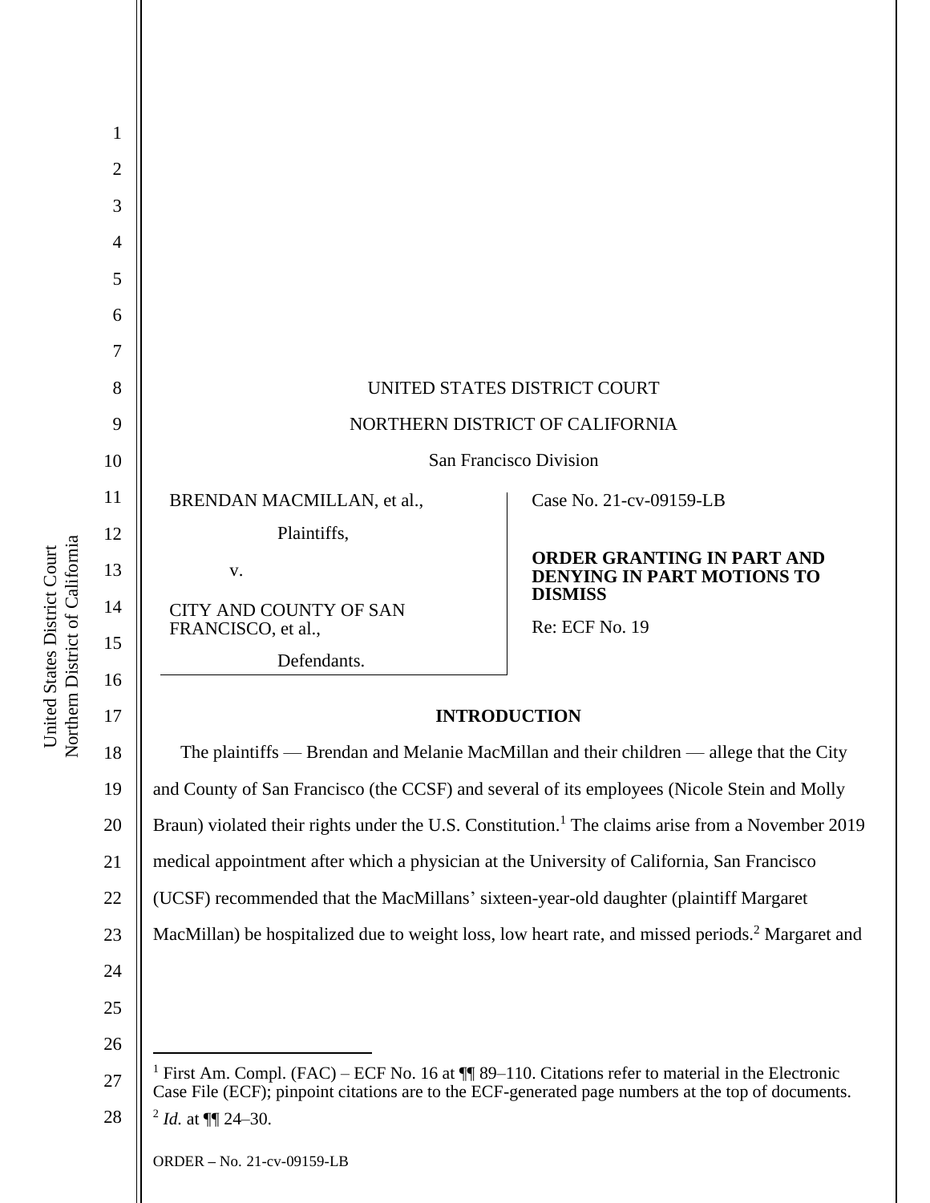UNITED STATES DISTRICT COURT

NORTHERN DISTRICT OF CALIFORNIA

San Francisco Division

| | |
|---|---|
| BRENDAN MACMILLAN, et al.,<br><br>Plaintiffs,<br><br>v.<br><br>CITY AND COUNTY OF SAN FRANCISCO, et al.,<br><br>Defendants. | Case No. 21-cv-09159-LB<br><br>**ORDER GRANTING IN PART AND DENYING IN PART MOTIONS TO DISMISS**<br><br>Re: ECF No. 19 |

## INTRODUCTION

The plaintiffs — Brendan and Melanie MacMillan and their children — allege that the City and County of San Francisco (the CCSF) and several of its employees (Nicole Stein and Molly Braun) violated their rights under the U.S. Constitution.[1] The claims arise from a November 2019 medical appointment after which a physician at the University of California, San Francisco (UCSF) recommended that the MacMillans' sixteen-year-old daughter (plaintiff Margaret MacMillan) be hospitalized due to weight loss, low heart rate, and missed periods.[2] Margaret and

---

[1] First Am. Compl. (FAC) – ECF No. 16 at ¶¶ 89–110. Citations refer to material in the Electronic Case File (ECF); pinpoint citations are to the ECF-generated page numbers at the top of documents.

[2] *Id.* at ¶¶ 24–30.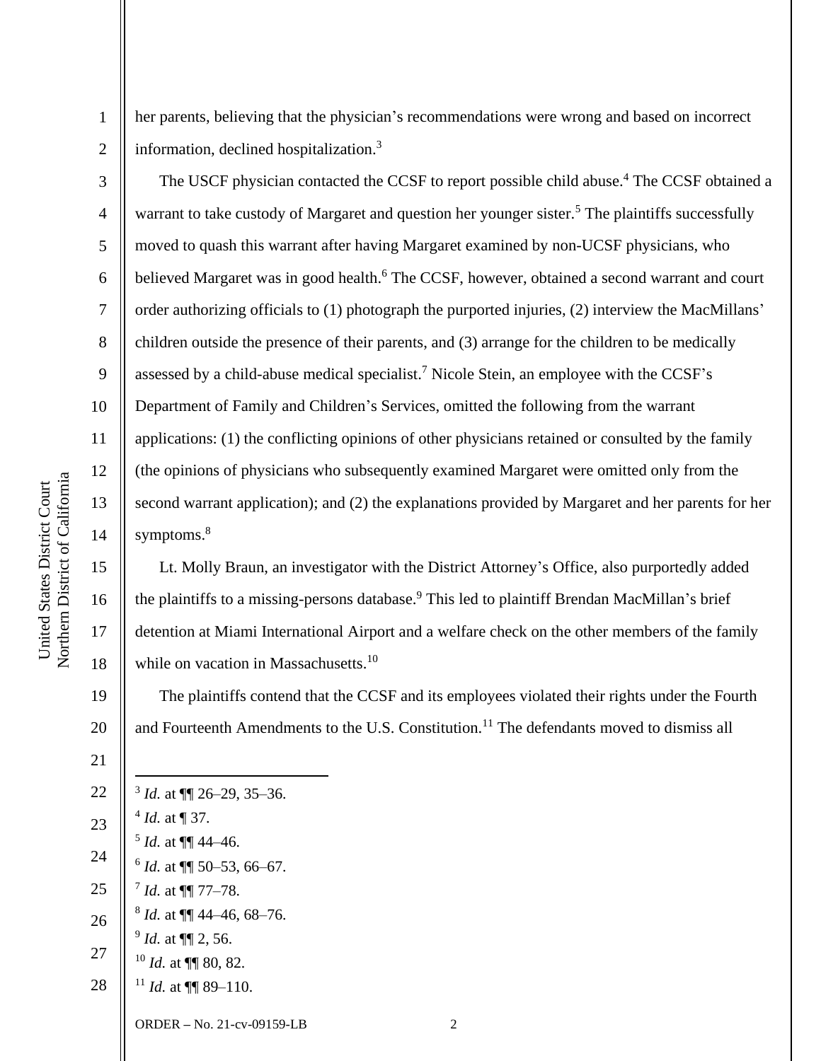her parents, believing that the physician's recommendations were wrong and based on incorrect information, declined hospitalization.[3]

The USCF physician contacted the CCSF to report possible child abuse.[4] The CCSF obtained a warrant to take custody of Margaret and question her younger sister.[5] The plaintiffs successfully moved to quash this warrant after having Margaret examined by non-UCSF physicians, who believed Margaret was in good health.[6] The CCSF, however, obtained a second warrant and court order authorizing officials to (1) photograph the purported injuries, (2) interview the MacMillans' children outside the presence of their parents, and (3) arrange for the children to be medically assessed by a child-abuse medical specialist.[7] Nicole Stein, an employee with the CCSF's Department of Family and Children's Services, omitted the following from the warrant applications: (1) the conflicting opinions of other physicians retained or consulted by the family (the opinions of physicians who subsequently examined Margaret were omitted only from the second warrant application); and (2) the explanations provided by Margaret and her parents for her symptoms.[8]

Lt. Molly Braun, an investigator with the District Attorney's Office, also purportedly added the plaintiffs to a missing-persons database.[9] This led to plaintiff Brendan MacMillan's brief detention at Miami International Airport and a welfare check on the other members of the family while on vacation in Massachusetts.[10]

The plaintiffs contend that the CCSF and its employees violated their rights under the Fourth and Fourteenth Amendments to the U.S. Constitution.[11] The defendants moved to dismiss all

---

[3] *Id.* at ¶¶ 26–29, 35–36.

[4] *Id.* at ¶ 37.

[5] *Id.* at ¶¶ 44–46.

[6] *Id.* at ¶¶ 50–53, 66–67.

[7] *Id.* at ¶¶ 77–78.

[8] *Id.* at ¶¶ 44–46, 68–76.

[9] *Id.* at ¶¶ 2, 56.

[10] *Id.* at ¶¶ 80, 82.

[11] *Id.* at ¶¶ 89–110.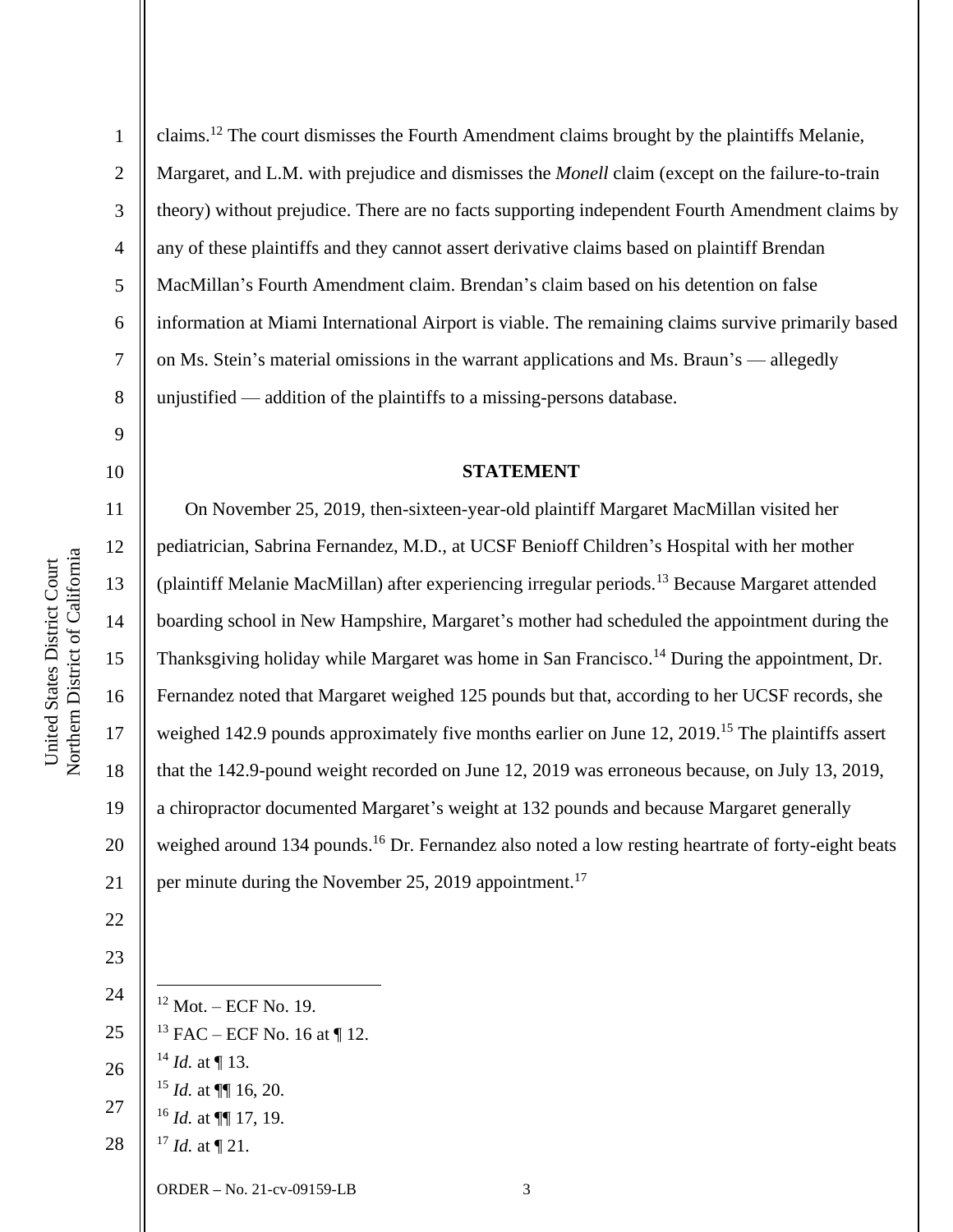claims.[12] The court dismisses the Fourth Amendment claims brought by the plaintiffs Melanie, Margaret, and L.M. with prejudice and dismisses the *Monell* claim (except on the failure-to-train theory) without prejudice. There are no facts supporting independent Fourth Amendment claims by any of these plaintiffs and they cannot assert derivative claims based on plaintiff Brendan MacMillan's Fourth Amendment claim. Brendan's claim based on his detention on false information at Miami International Airport is viable. The remaining claims survive primarily based on Ms. Stein's material omissions in the warrant applications and Ms. Braun's — allegedly unjustified — addition of the plaintiffs to a missing-persons database.

**STATEMENT**

On November 25, 2019, then-sixteen-year-old plaintiff Margaret MacMillan visited her pediatrician, Sabrina Fernandez, M.D., at UCSF Benioff Children's Hospital with her mother (plaintiff Melanie MacMillan) after experiencing irregular periods.[13] Because Margaret attended boarding school in New Hampshire, Margaret's mother had scheduled the appointment during the Thanksgiving holiday while Margaret was home in San Francisco.[14] During the appointment, Dr. Fernandez noted that Margaret weighed 125 pounds but that, according to her UCSF records, she weighed 142.9 pounds approximately five months earlier on June 12, 2019.[15] The plaintiffs assert that the 142.9-pound weight recorded on June 12, 2019 was erroneous because, on July 13, 2019, a chiropractor documented Margaret's weight at 132 pounds and because Margaret generally weighed around 134 pounds.[16] Dr. Fernandez also noted a low resting heartrate of forty-eight beats per minute during the November 25, 2019 appointment.[17]

---

[12] Mot. – ECF No. 19.

[13] FAC – ECF No. 16 at ¶ 12.

[14] *Id.* at ¶ 13.

[15] *Id.* at ¶¶ 16, 20.

[16] *Id.* at ¶¶ 17, 19.

[17] *Id.* at ¶ 21.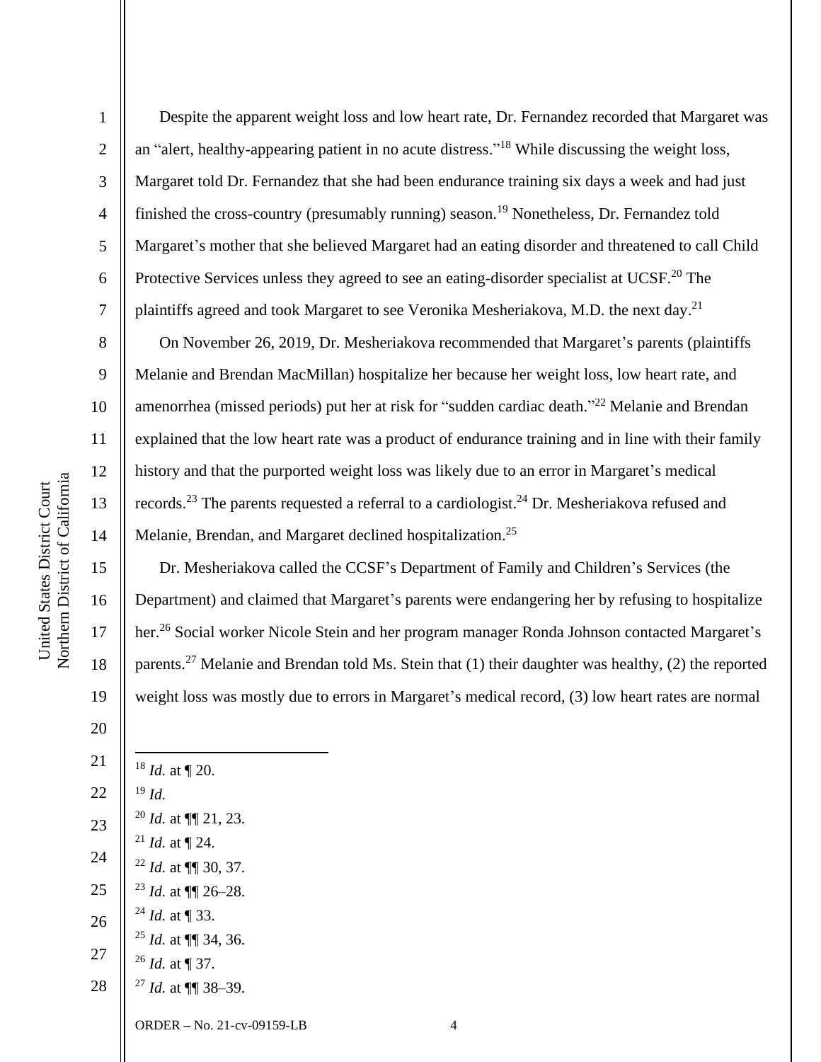Despite the apparent weight loss and low heart rate, Dr. Fernandez recorded that Margaret was an "alert, healthy-appearing patient in no acute distress."[18] While discussing the weight loss, Margaret told Dr. Fernandez that she had been endurance training six days a week and had just finished the cross-country (presumably running) season.[19] Nonetheless, Dr. Fernandez told Margaret's mother that she believed Margaret had an eating disorder and threatened to call Child Protective Services unless they agreed to see an eating-disorder specialist at UCSF.[20] The plaintiffs agreed and took Margaret to see Veronika Mesheriakova, M.D. the next day.[21]

On November 26, 2019, Dr. Mesheriakova recommended that Margaret's parents (plaintiffs Melanie and Brendan MacMillan) hospitalize her because her weight loss, low heart rate, and amenorrhea (missed periods) put her at risk for "sudden cardiac death."[22] Melanie and Brendan explained that the low heart rate was a product of endurance training and in line with their family history and that the purported weight loss was likely due to an error in Margaret's medical records.[23] The parents requested a referral to a cardiologist.[24] Dr. Mesheriakova refused and Melanie, Brendan, and Margaret declined hospitalization.[25]

Dr. Mesheriakova called the CCSF's Department of Family and Children's Services (the Department) and claimed that Margaret's parents were endangering her by refusing to hospitalize her.[26] Social worker Nicole Stein and her program manager Ronda Johnson contacted Margaret's parents.[27] Melanie and Brendan told Ms. Stein that (1) their daughter was healthy, (2) the reported weight loss was mostly due to errors in Margaret's medical record, (3) low heart rates are normal

---

[18] *Id.* at ¶ 20.

[19] *Id.*

[20] *Id.* at ¶¶ 21, 23.

[21] *Id.* at ¶ 24.

[22] *Id.* at ¶¶ 30, 37.

[23] *Id.* at ¶¶ 26–28.

[24] *Id.* at ¶ 33.

[25] *Id.* at ¶¶ 34, 36.

[26] *Id.* at ¶ 37.

[27] *Id.* at ¶¶ 38–39.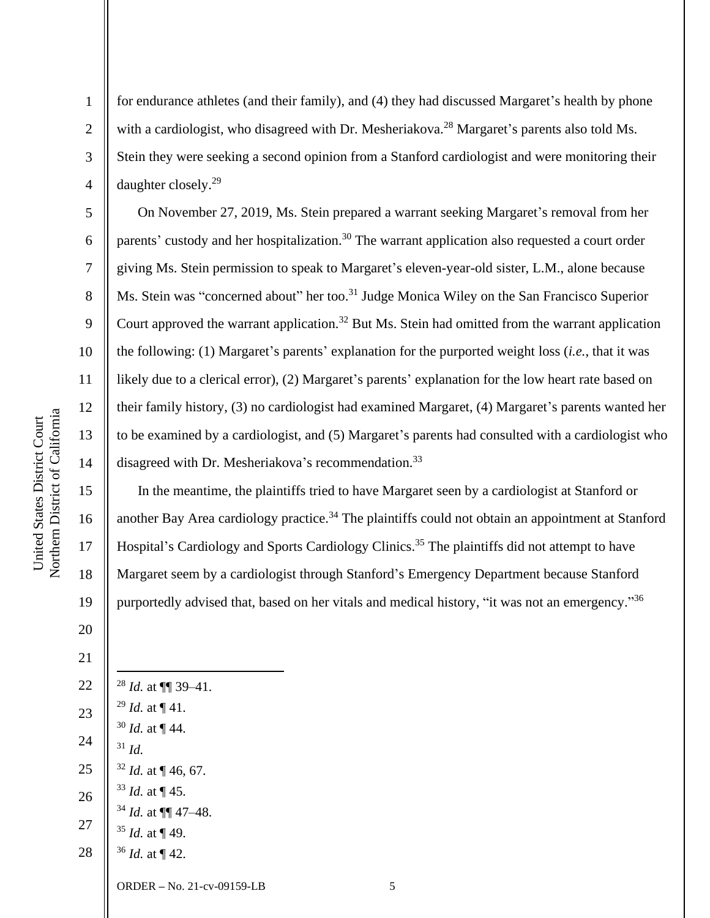for endurance athletes (and their family), and (4) they had discussed Margaret's health by phone with a cardiologist, who disagreed with Dr. Mesheriakova.[28] Margaret's parents also told Ms. Stein they were seeking a second opinion from a Stanford cardiologist and were monitoring their daughter closely.[29]

On November 27, 2019, Ms. Stein prepared a warrant seeking Margaret's removal from her parents' custody and her hospitalization.[30] The warrant application also requested a court order giving Ms. Stein permission to speak to Margaret's eleven-year-old sister, L.M., alone because Ms. Stein was "concerned about" her too.[31] Judge Monica Wiley on the San Francisco Superior Court approved the warrant application.[32] But Ms. Stein had omitted from the warrant application the following: (1) Margaret's parents' explanation for the purported weight loss (*i.e.*, that it was likely due to a clerical error), (2) Margaret's parents' explanation for the low heart rate based on their family history, (3) no cardiologist had examined Margaret, (4) Margaret's parents wanted her to be examined by a cardiologist, and (5) Margaret's parents had consulted with a cardiologist who disagreed with Dr. Mesheriakova's recommendation.[33]

In the meantime, the plaintiffs tried to have Margaret seen by a cardiologist at Stanford or another Bay Area cardiology practice.[34] The plaintiffs could not obtain an appointment at Stanford Hospital's Cardiology and Sports Cardiology Clinics.[35] The plaintiffs did not attempt to have Margaret seem by a cardiologist through Stanford's Emergency Department because Stanford purportedly advised that, based on her vitals and medical history, "it was not an emergency."[36]

---

[28] *Id.* at ¶¶ 39–41.

[29] *Id.* at ¶ 41.

[30] *Id.* at ¶ 44.

[31] *Id.*

[32] *Id.* at ¶ 46, 67.

[33] *Id.* at ¶ 45.

[34] *Id.* at ¶¶ 47–48.

[35] *Id.* at ¶ 49.

[36] *Id.* at ¶ 42.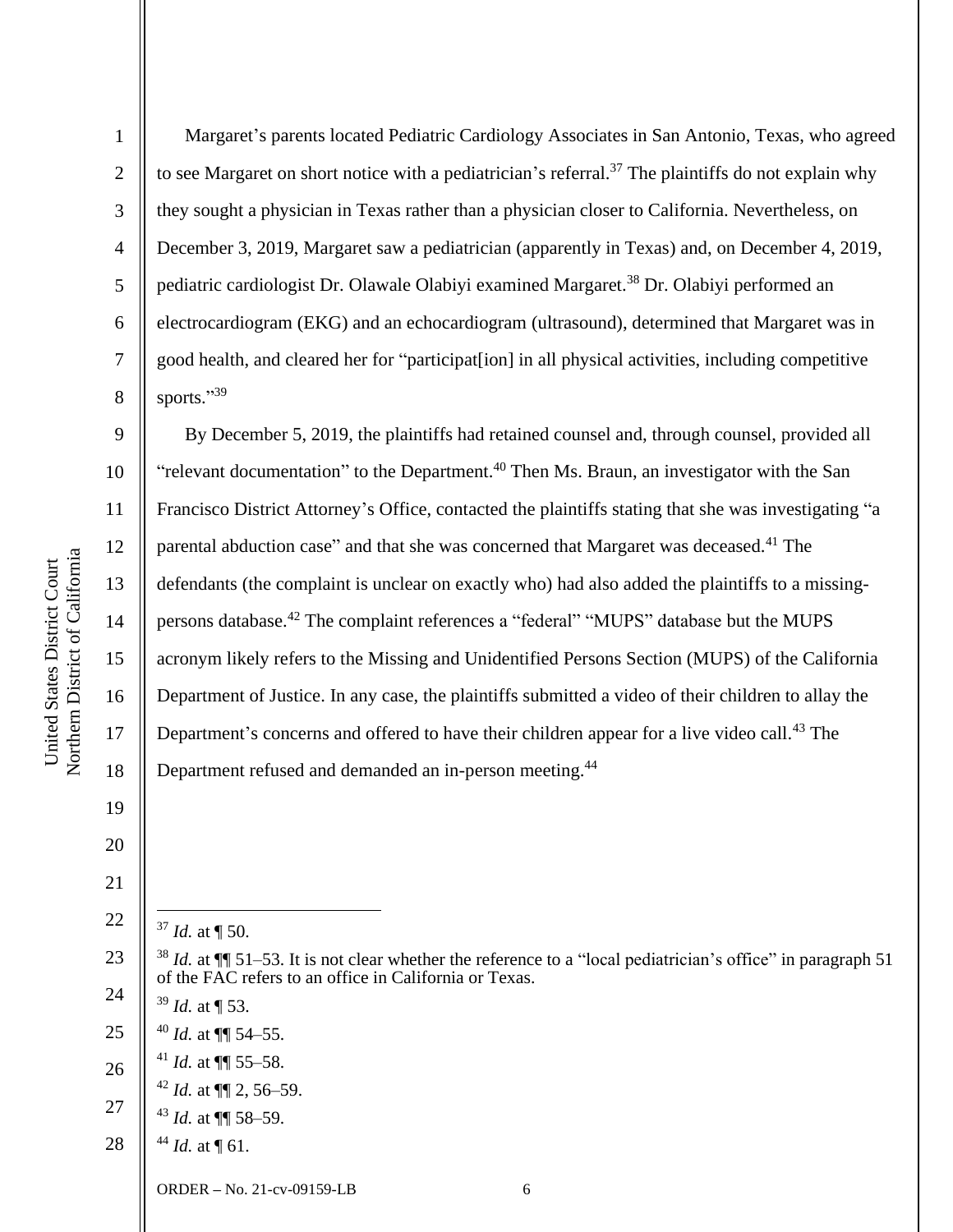Margaret's parents located Pediatric Cardiology Associates in San Antonio, Texas, who agreed to see Margaret on short notice with a pediatrician's referral.[37] The plaintiffs do not explain why they sought a physician in Texas rather than a physician closer to California. Nevertheless, on December 3, 2019, Margaret saw a pediatrician (apparently in Texas) and, on December 4, 2019, pediatric cardiologist Dr. Olawale Olabiyi examined Margaret.[38] Dr. Olabiyi performed an electrocardiogram (EKG) and an echocardiogram (ultrasound), determined that Margaret was in good health, and cleared her for "participat[ion] in all physical activities, including competitive sports."[39]

By December 5, 2019, the plaintiffs had retained counsel and, through counsel, provided all "relevant documentation" to the Department.[40] Then Ms. Braun, an investigator with the San Francisco District Attorney's Office, contacted the plaintiffs stating that she was investigating "a parental abduction case" and that she was concerned that Margaret was deceased.[41] The defendants (the complaint is unclear on exactly who) had also added the plaintiffs to a missing-persons database.[42] The complaint references a "federal" "MUPS" database but the MUPS acronym likely refers to the Missing and Unidentified Persons Section (MUPS) of the California Department of Justice. In any case, the plaintiffs submitted a video of their children to allay the Department's concerns and offered to have their children appear for a live video call.[43] The Department refused and demanded an in-person meeting.[44]

---

[37] *Id.* at ¶ 50.

[38] *Id.* at ¶¶ 51–53. It is not clear whether the reference to a "local pediatrician's office" in paragraph 51 of the FAC refers to an office in California or Texas.

[39] *Id.* at ¶ 53.

[40] *Id.* at ¶¶ 54–55.

[41] *Id.* at ¶¶ 55–58.

[42] *Id.* at ¶¶ 2, 56–59.

[43] *Id.* at ¶¶ 58–59.

[44] *Id.* at ¶ 61.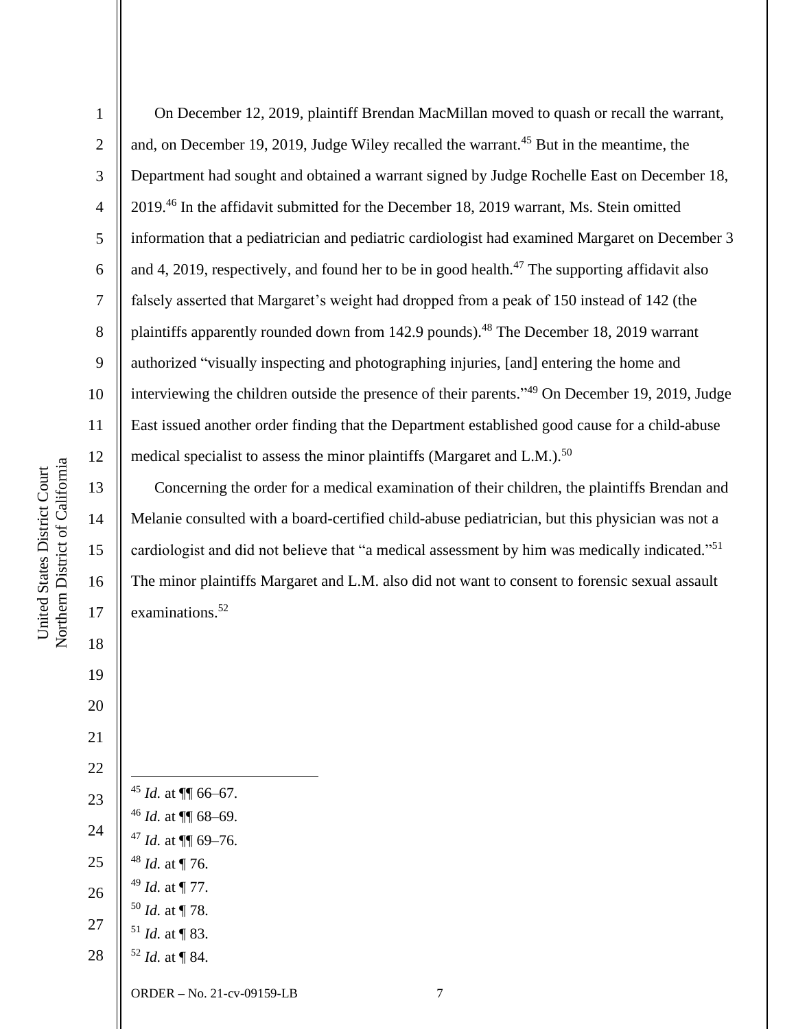On December 12, 2019, plaintiff Brendan MacMillan moved to quash or recall the warrant, and, on December 19, 2019, Judge Wiley recalled the warrant.[45] But in the meantime, the Department had sought and obtained a warrant signed by Judge Rochelle East on December 18, 2019.[46] In the affidavit submitted for the December 18, 2019 warrant, Ms. Stein omitted information that a pediatrician and pediatric cardiologist had examined Margaret on December 3 and 4, 2019, respectively, and found her to be in good health.[47] The supporting affidavit also falsely asserted that Margaret's weight had dropped from a peak of 150 instead of 142 (the plaintiffs apparently rounded down from 142.9 pounds).[48] The December 18, 2019 warrant authorized "visually inspecting and photographing injuries, [and] entering the home and interviewing the children outside the presence of their parents."[49] On December 19, 2019, Judge East issued another order finding that the Department established good cause for a child-abuse medical specialist to assess the minor plaintiffs (Margaret and L.M.).[50]

Concerning the order for a medical examination of their children, the plaintiffs Brendan and Melanie consulted with a board-certified child-abuse pediatrician, but this physician was not a cardiologist and did not believe that "a medical assessment by him was medically indicated."[51] The minor plaintiffs Margaret and L.M. also did not want to consent to forensic sexual assault examinations.[52]

---

[45] *Id.* at ¶¶ 66–67.

[46] *Id.* at ¶¶ 68–69.

[47] *Id.* at ¶¶ 69–76.

[48] *Id.* at ¶ 76.

[49] *Id.* at ¶ 77.

[50] *Id.* at ¶ 78.

[51] *Id.* at ¶ 83.

[52] *Id.* at ¶ 84.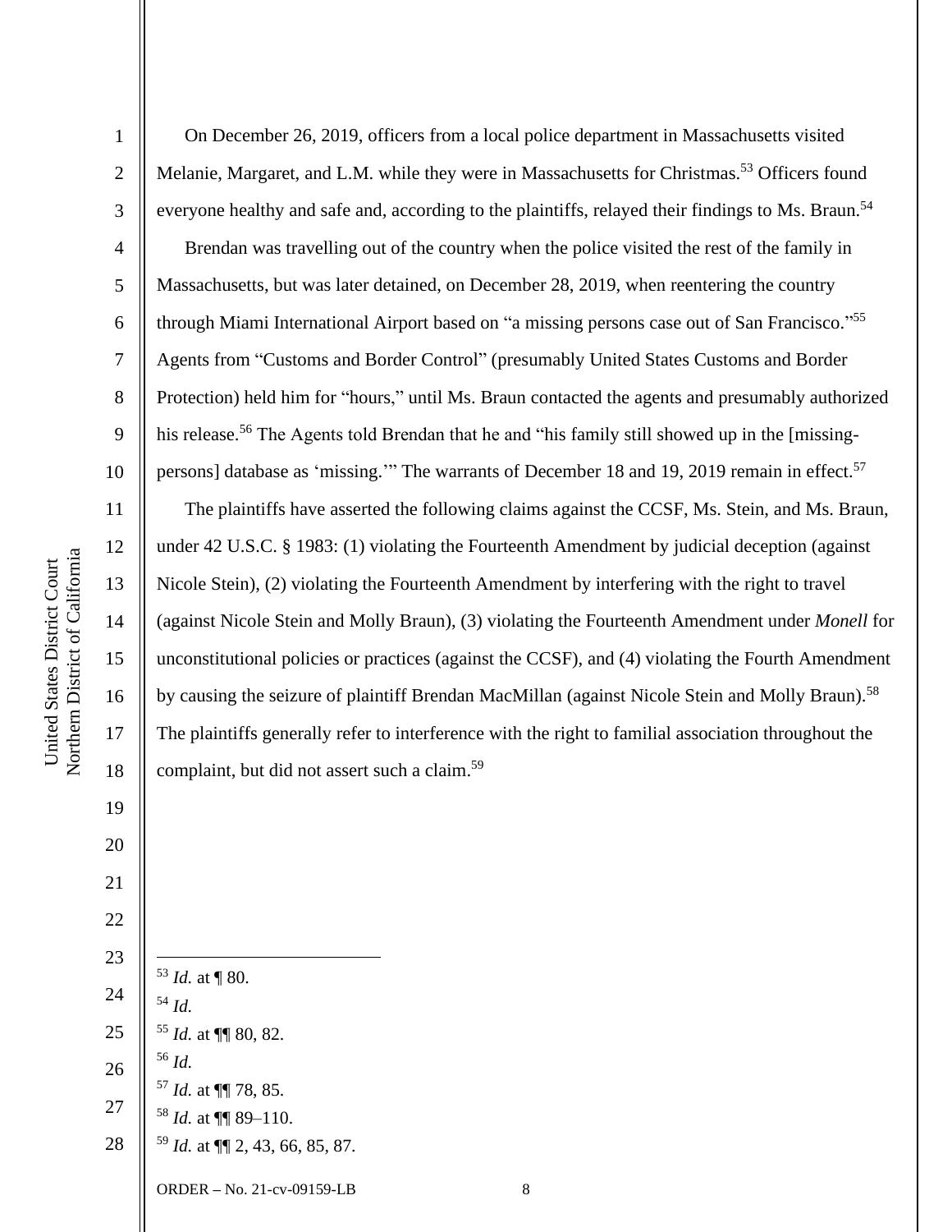On December 26, 2019, officers from a local police department in Massachusetts visited Melanie, Margaret, and L.M. while they were in Massachusetts for Christmas.[53] Officers found everyone healthy and safe and, according to the plaintiffs, relayed their findings to Ms. Braun.[54]

Brendan was travelling out of the country when the police visited the rest of the family in Massachusetts, but was later detained, on December 28, 2019, when reentering the country through Miami International Airport based on "a missing persons case out of San Francisco."[55] Agents from "Customs and Border Control" (presumably United States Customs and Border Protection) held him for "hours," until Ms. Braun contacted the agents and presumably authorized his release.[56] The Agents told Brendan that he and "his family still showed up in the [missing-persons] database as 'missing.'" The warrants of December 18 and 19, 2019 remain in effect.[57]

The plaintiffs have asserted the following claims against the CCSF, Ms. Stein, and Ms. Braun, under 42 U.S.C. § 1983: (1) violating the Fourteenth Amendment by judicial deception (against Nicole Stein), (2) violating the Fourteenth Amendment by interfering with the right to travel (against Nicole Stein and Molly Braun), (3) violating the Fourteenth Amendment under *Monell* for unconstitutional policies or practices (against the CCSF), and (4) violating the Fourth Amendment by causing the seizure of plaintiff Brendan MacMillan (against Nicole Stein and Molly Braun).[58] The plaintiffs generally refer to interference with the right to familial association throughout the complaint, but did not assert such a claim.[59]

---

[53] *Id.* at ¶ 80.

[54] *Id.*

[55] *Id.* at ¶¶ 80, 82.

[56] *Id.*

[57] *Id.* at ¶¶ 78, 85.

[58] *Id.* at ¶¶ 89–110.

[59] *Id.* at ¶¶ 2, 43, 66, 85, 87.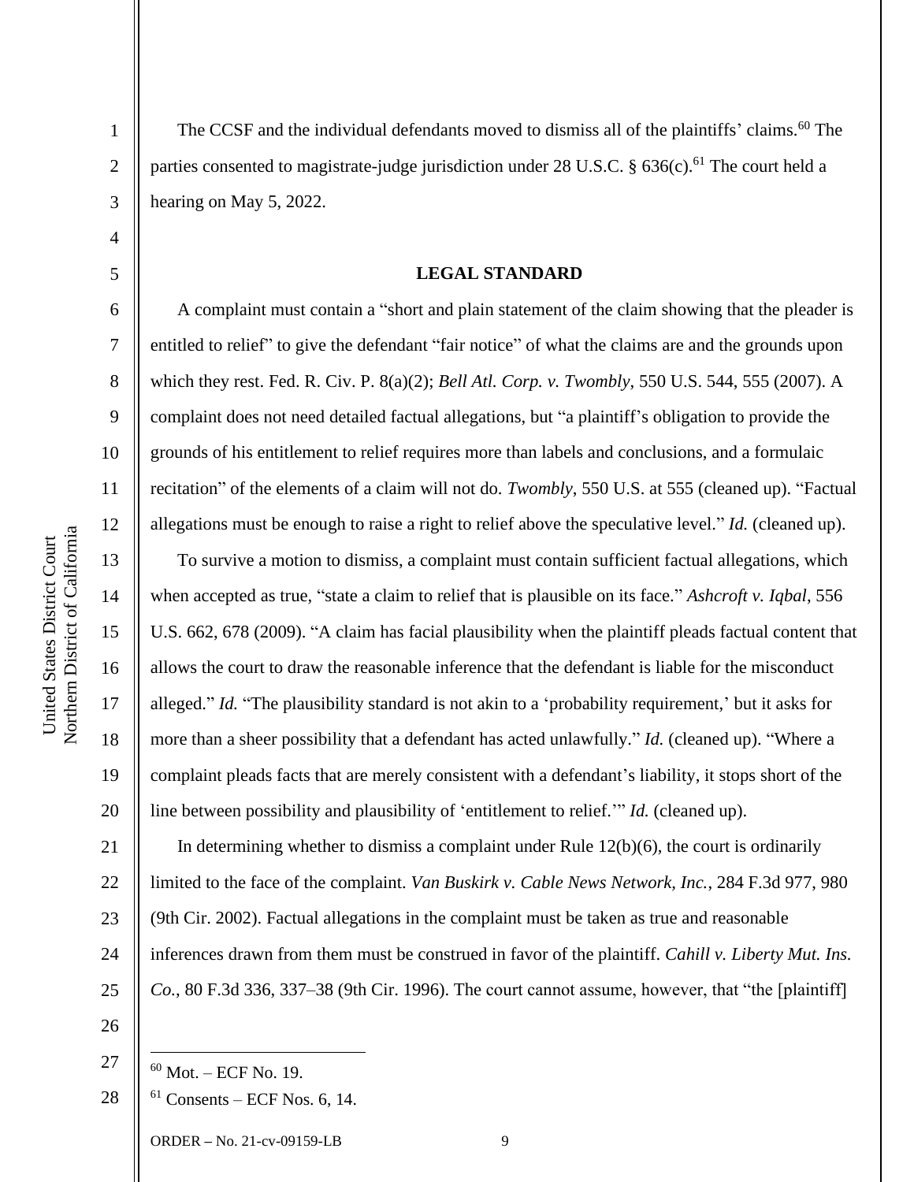The CCSF and the individual defendants moved to dismiss all of the plaintiffs' claims.[60] The parties consented to magistrate-judge jurisdiction under 28 U.S.C. § 636(c).[61] The court held a hearing on May 5, 2022.

## LEGAL STANDARD

A complaint must contain a "short and plain statement of the claim showing that the pleader is entitled to relief" to give the defendant "fair notice" of what the claims are and the grounds upon which they rest. Fed. R. Civ. P. 8(a)(2); *Bell Atl. Corp. v. Twombly*, 550 U.S. 544, 555 (2007). A complaint does not need detailed factual allegations, but "a plaintiff's obligation to provide the grounds of his entitlement to relief requires more than labels and conclusions, and a formulaic recitation" of the elements of a claim will not do. *Twombly*, 550 U.S. at 555 (cleaned up). "Factual allegations must be enough to raise a right to relief above the speculative level." *Id.* (cleaned up).

To survive a motion to dismiss, a complaint must contain sufficient factual allegations, which when accepted as true, "state a claim to relief that is plausible on its face." *Ashcroft v. Iqbal*, 556 U.S. 662, 678 (2009). "A claim has facial plausibility when the plaintiff pleads factual content that allows the court to draw the reasonable inference that the defendant is liable for the misconduct alleged." *Id.* "The plausibility standard is not akin to a 'probability requirement,' but it asks for more than a sheer possibility that a defendant has acted unlawfully." *Id.* (cleaned up). "Where a complaint pleads facts that are merely consistent with a defendant's liability, it stops short of the line between possibility and plausibility of 'entitlement to relief.'" *Id.* (cleaned up).

In determining whether to dismiss a complaint under Rule 12(b)(6), the court is ordinarily limited to the face of the complaint. *Van Buskirk v. Cable News Network, Inc.*, 284 F.3d 977, 980 (9th Cir. 2002). Factual allegations in the complaint must be taken as true and reasonable inferences drawn from them must be construed in favor of the plaintiff. *Cahill v. Liberty Mut. Ins. Co.*, 80 F.3d 336, 337–38 (9th Cir. 1996). The court cannot assume, however, that "the [plaintiff]

---

[60] Mot. – ECF No. 19.

[61] Consents – ECF Nos. 6, 14.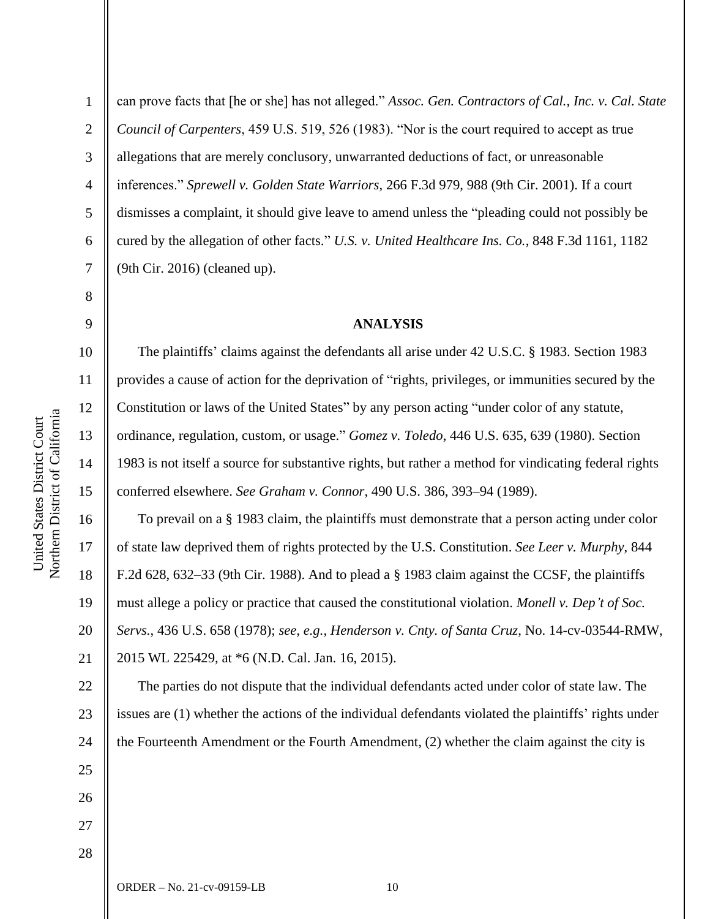can prove facts that [he or she] has not alleged." *Assoc. Gen. Contractors of Cal., Inc. v. Cal. State Council of Carpenters*, 459 U.S. 519, 526 (1983). "Nor is the court required to accept as true allegations that are merely conclusory, unwarranted deductions of fact, or unreasonable inferences." *Sprewell v. Golden State Warriors*, 266 F.3d 979, 988 (9th Cir. 2001). If a court dismisses a complaint, it should give leave to amend unless the "pleading could not possibly be cured by the allegation of other facts." *U.S. v. United Healthcare Ins. Co.*, 848 F.3d 1161, 1182 (9th Cir. 2016) (cleaned up).

## ANALYSIS

The plaintiffs' claims against the defendants all arise under 42 U.S.C. § 1983. Section 1983 provides a cause of action for the deprivation of "rights, privileges, or immunities secured by the Constitution or laws of the United States" by any person acting "under color of any statute, ordinance, regulation, custom, or usage." *Gomez v. Toledo*, 446 U.S. 635, 639 (1980). Section 1983 is not itself a source for substantive rights, but rather a method for vindicating federal rights conferred elsewhere. *See Graham v. Connor*, 490 U.S. 386, 393–94 (1989).

To prevail on a § 1983 claim, the plaintiffs must demonstrate that a person acting under color of state law deprived them of rights protected by the U.S. Constitution. *See Leer v. Murphy*, 844 F.2d 628, 632–33 (9th Cir. 1988). And to plead a § 1983 claim against the CCSF, the plaintiffs must allege a policy or practice that caused the constitutional violation. *Monell v. Dep't of Soc. Servs.*, 436 U.S. 658 (1978); *see, e.g.*, *Henderson v. Cnty. of Santa Cruz*, No. 14-cv-03544-RMW, 2015 WL 225429, at *6 (N.D. Cal. Jan. 16, 2015).

The parties do not dispute that the individual defendants acted under color of state law. The issues are (1) whether the actions of the individual defendants violated the plaintiffs' rights under the Fourteenth Amendment or the Fourth Amendment, (2) whether the claim against the city is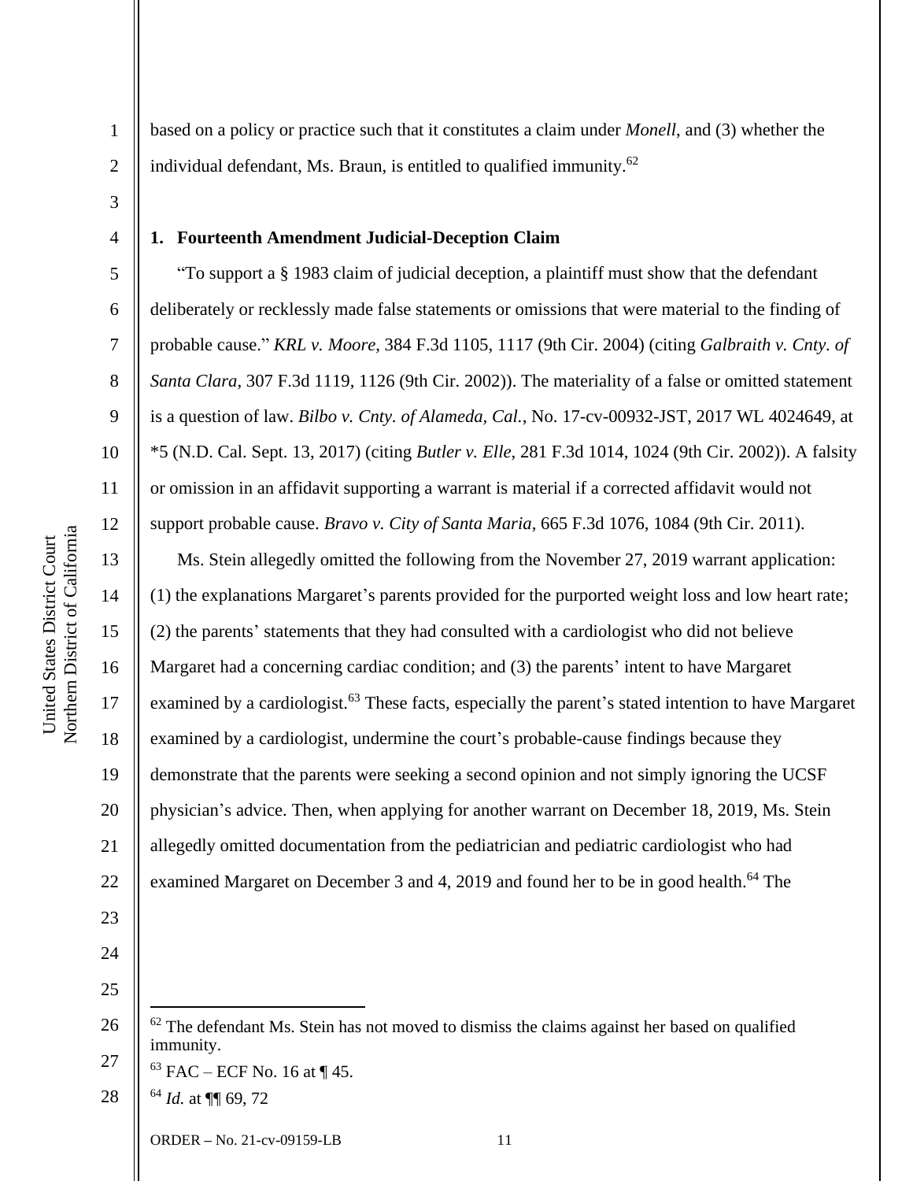based on a policy or practice such that it constitutes a claim under *Monell*, and (3) whether the individual defendant, Ms. Braun, is entitled to qualified immunity.[62]

**1. Fourteenth Amendment Judicial-Deception Claim**

"To support a § 1983 claim of judicial deception, a plaintiff must show that the defendant deliberately or recklessly made false statements or omissions that were material to the finding of probable cause." *KRL v. Moore*, 384 F.3d 1105, 1117 (9th Cir. 2004) (citing *Galbraith v. Cnty. of Santa Clara*, 307 F.3d 1119, 1126 (9th Cir. 2002)). The materiality of a false or omitted statement is a question of law. *Bilbo v. Cnty. of Alameda, Cal.*, No. 17-cv-00932-JST, 2017 WL 4024649, at *5 (N.D. Cal. Sept. 13, 2017) (citing *Butler v. Elle*, 281 F.3d 1014, 1024 (9th Cir. 2002)). A falsity or omission in an affidavit supporting a warrant is material if a corrected affidavit would not support probable cause. *Bravo v. City of Santa Maria*, 665 F.3d 1076, 1084 (9th Cir. 2011).

Ms. Stein allegedly omitted the following from the November 27, 2019 warrant application: (1) the explanations Margaret's parents provided for the purported weight loss and low heart rate; (2) the parents' statements that they had consulted with a cardiologist who did not believe Margaret had a concerning cardiac condition; and (3) the parents' intent to have Margaret examined by a cardiologist.[63] These facts, especially the parent's stated intention to have Margaret examined by a cardiologist, undermine the court's probable-cause findings because they demonstrate that the parents were seeking a second opinion and not simply ignoring the UCSF physician's advice. Then, when applying for another warrant on December 18, 2019, Ms. Stein allegedly omitted documentation from the pediatrician and pediatric cardiologist who had examined Margaret on December 3 and 4, 2019 and found her to be in good health.[64] The

---

[62] The defendant Ms. Stein has not moved to dismiss the claims against her based on qualified immunity.

[63] FAC – ECF No. 16 at ¶ 45.

[64] *Id.* at ¶¶ 69, 72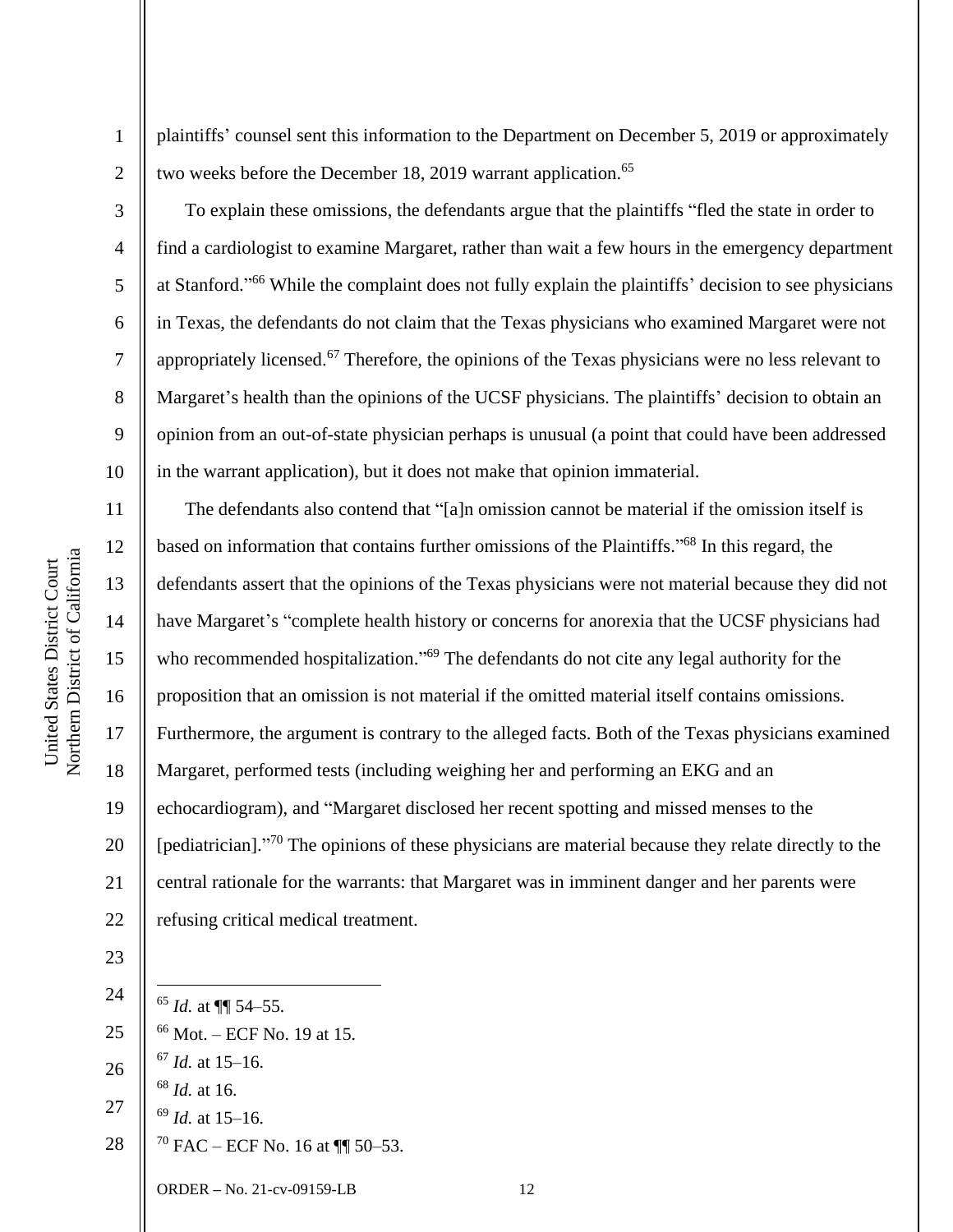plaintiffs' counsel sent this information to the Department on December 5, 2019 or approximately two weeks before the December 18, 2019 warrant application.[65]

To explain these omissions, the defendants argue that the plaintiffs "fled the state in order to find a cardiologist to examine Margaret, rather than wait a few hours in the emergency department at Stanford."[66] While the complaint does not fully explain the plaintiffs' decision to see physicians in Texas, the defendants do not claim that the Texas physicians who examined Margaret were not appropriately licensed.[67] Therefore, the opinions of the Texas physicians were no less relevant to Margaret's health than the opinions of the UCSF physicians. The plaintiffs' decision to obtain an opinion from an out-of-state physician perhaps is unusual (a point that could have been addressed in the warrant application), but it does not make that opinion immaterial.

The defendants also contend that "[a]n omission cannot be material if the omission itself is based on information that contains further omissions of the Plaintiffs."[68] In this regard, the defendants assert that the opinions of the Texas physicians were not material because they did not have Margaret's "complete health history or concerns for anorexia that the UCSF physicians had who recommended hospitalization."[69] The defendants do not cite any legal authority for the proposition that an omission is not material if the omitted material itself contains omissions. Furthermore, the argument is contrary to the alleged facts. Both of the Texas physicians examined Margaret, performed tests (including weighing her and performing an EKG and an echocardiogram), and "Margaret disclosed her recent spotting and missed menses to the [pediatrician]."[70] The opinions of these physicians are material because they relate directly to the central rationale for the warrants: that Margaret was in imminent danger and her parents were refusing critical medical treatment.

---

[65] *Id.* at ¶¶ 54–55.

[66] Mot. – ECF No. 19 at 15.

[67] *Id.* at 15–16.

[68] *Id.* at 16.

[69] *Id.* at 15–16.

[70] FAC – ECF No. 16 at ¶¶ 50–53.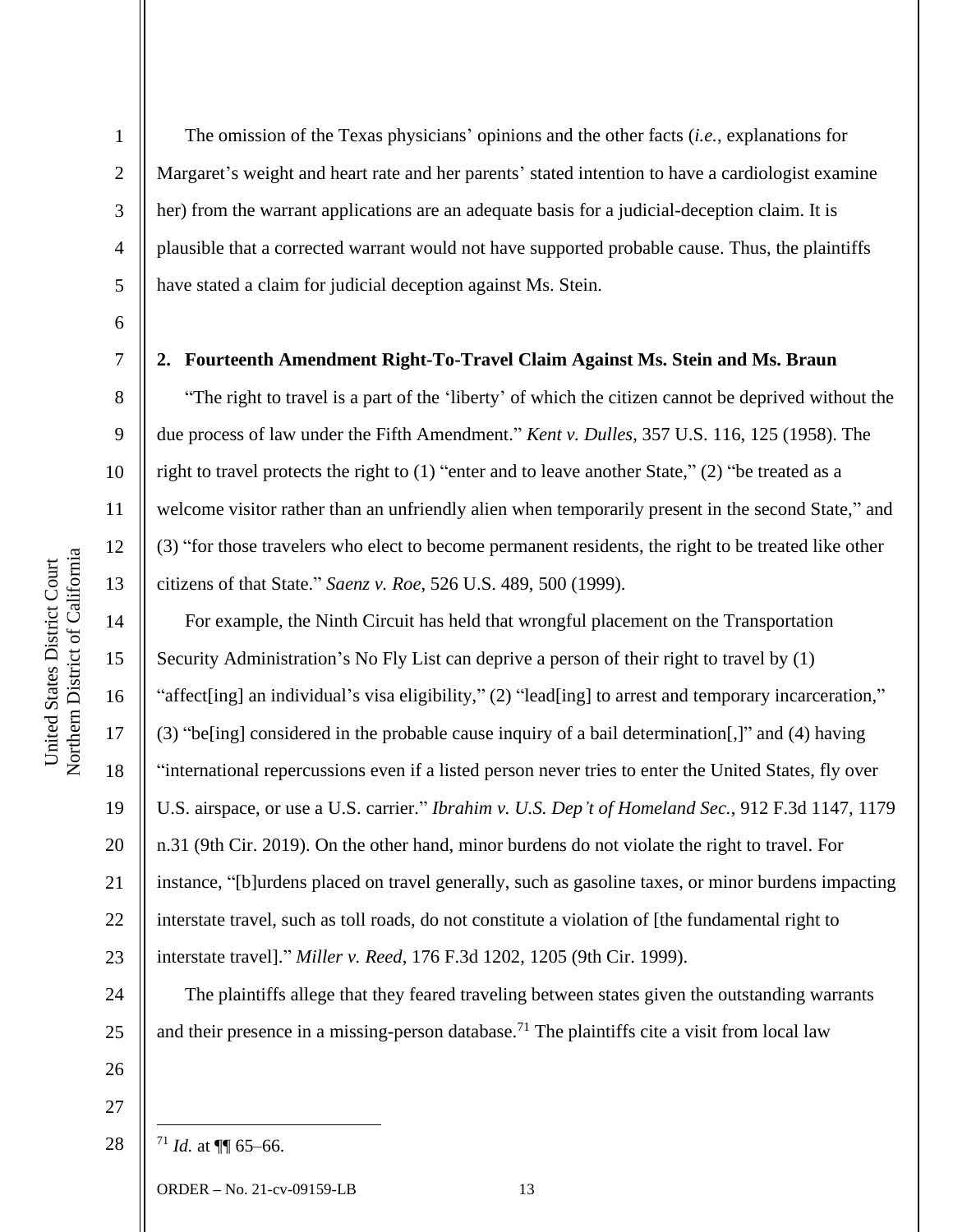The omission of the Texas physicians' opinions and the other facts (*i.e.*, explanations for Margaret's weight and heart rate and her parents' stated intention to have a cardiologist examine her) from the warrant applications are an adequate basis for a judicial-deception claim. It is plausible that a corrected warrant would not have supported probable cause. Thus, the plaintiffs have stated a claim for judicial deception against Ms. Stein.

**2. Fourteenth Amendment Right-To-Travel Claim Against Ms. Stein and Ms. Braun**

"The right to travel is a part of the 'liberty' of which the citizen cannot be deprived without the due process of law under the Fifth Amendment." *Kent v. Dulles*, 357 U.S. 116, 125 (1958). The right to travel protects the right to (1) "enter and to leave another State," (2) "be treated as a welcome visitor rather than an unfriendly alien when temporarily present in the second State," and (3) "for those travelers who elect to become permanent residents, the right to be treated like other citizens of that State." *Saenz v. Roe*, 526 U.S. 489, 500 (1999).

For example, the Ninth Circuit has held that wrongful placement on the Transportation Security Administration's No Fly List can deprive a person of their right to travel by (1) "affect[ing] an individual's visa eligibility," (2) "lead[ing] to arrest and temporary incarceration," (3) "be[ing] considered in the probable cause inquiry of a bail determination[,]" and (4) having "international repercussions even if a listed person never tries to enter the United States, fly over U.S. airspace, or use a U.S. carrier." *Ibrahim v. U.S. Dep't of Homeland Sec.*, 912 F.3d 1147, 1179 n.31 (9th Cir. 2019). On the other hand, minor burdens do not violate the right to travel. For instance, "[b]urdens placed on travel generally, such as gasoline taxes, or minor burdens impacting interstate travel, such as toll roads, do not constitute a violation of [the fundamental right to interstate travel]." *Miller v. Reed*, 176 F.3d 1202, 1205 (9th Cir. 1999).

The plaintiffs allege that they feared traveling between states given the outstanding warrants and their presence in a missing-person database.[71] The plaintiffs cite a visit from local law

---

[71] *Id.* at ¶¶ 65–66.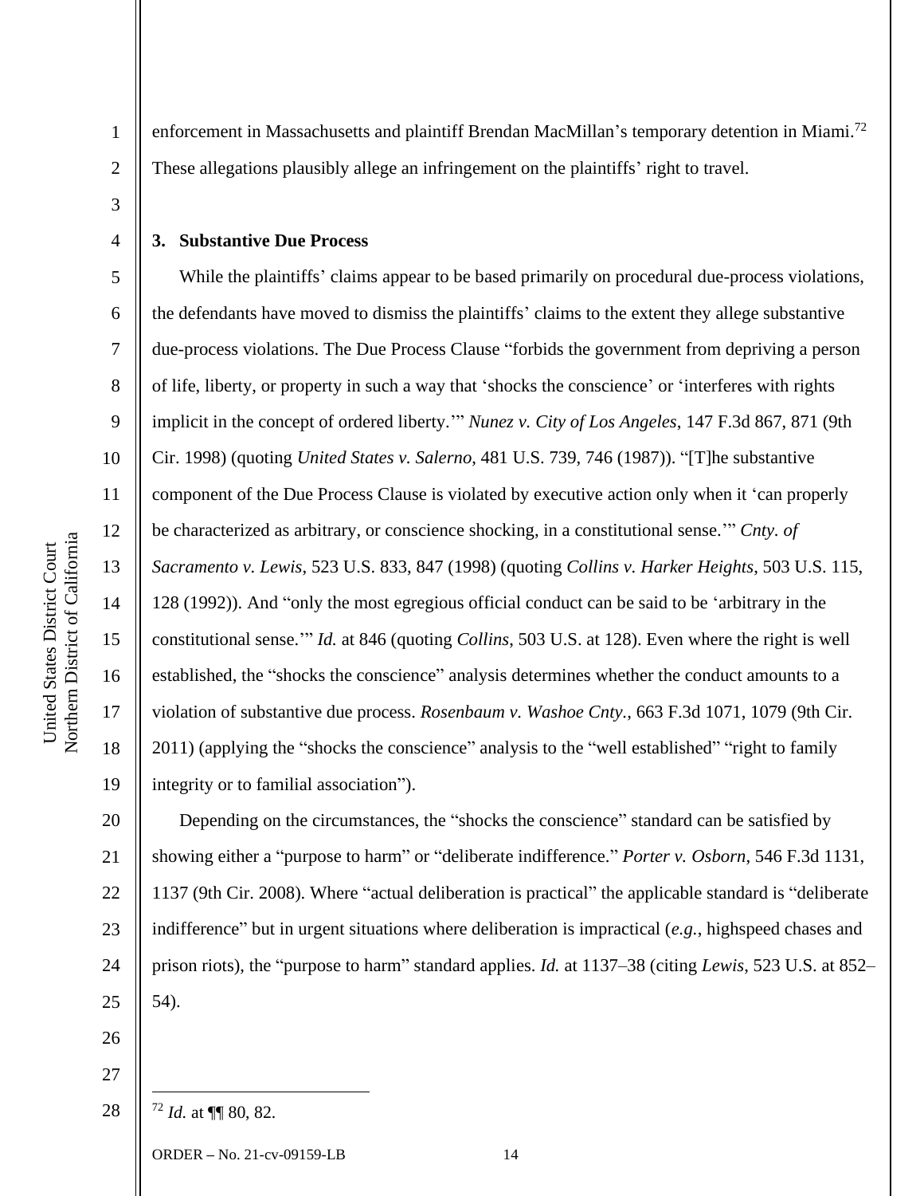enforcement in Massachusetts and plaintiff Brendan MacMillan's temporary detention in Miami.[72] These allegations plausibly allege an infringement on the plaintiffs' right to travel.

### 3. Substantive Due Process

While the plaintiffs' claims appear to be based primarily on procedural due-process violations, the defendants have moved to dismiss the plaintiffs' claims to the extent they allege substantive due-process violations. The Due Process Clause "forbids the government from depriving a person of life, liberty, or property in such a way that 'shocks the conscience' or 'interferes with rights implicit in the concept of ordered liberty.'" *Nunez v. City of Los Angeles*, 147 F.3d 867, 871 (9th Cir. 1998) (quoting *United States v. Salerno*, 481 U.S. 739, 746 (1987)). "[T]he substantive component of the Due Process Clause is violated by executive action only when it 'can properly be characterized as arbitrary, or conscience shocking, in a constitutional sense.'" *Cnty. of Sacramento v. Lewis*, 523 U.S. 833, 847 (1998) (quoting *Collins v. Harker Heights*, 503 U.S. 115, 128 (1992)). And "only the most egregious official conduct can be said to be 'arbitrary in the constitutional sense.'" *Id.* at 846 (quoting *Collins*, 503 U.S. at 128). Even where the right is well established, the "shocks the conscience" analysis determines whether the conduct amounts to a violation of substantive due process. *Rosenbaum v. Washoe Cnty.*, 663 F.3d 1071, 1079 (9th Cir. 2011) (applying the "shocks the conscience" analysis to the "well established" "right to family integrity or to familial association").

Depending on the circumstances, the "shocks the conscience" standard can be satisfied by showing either a "purpose to harm" or "deliberate indifference." *Porter v. Osborn*, 546 F.3d 1131, 1137 (9th Cir. 2008). Where "actual deliberation is practical" the applicable standard is "deliberate indifference" but in urgent situations where deliberation is impractical (*e.g.*, highspeed chases and prison riots), the "purpose to harm" standard applies. *Id.* at 1137–38 (citing *Lewis*, 523 U.S. at 852–54).

---

[72] *Id.* at ¶¶ 80, 82.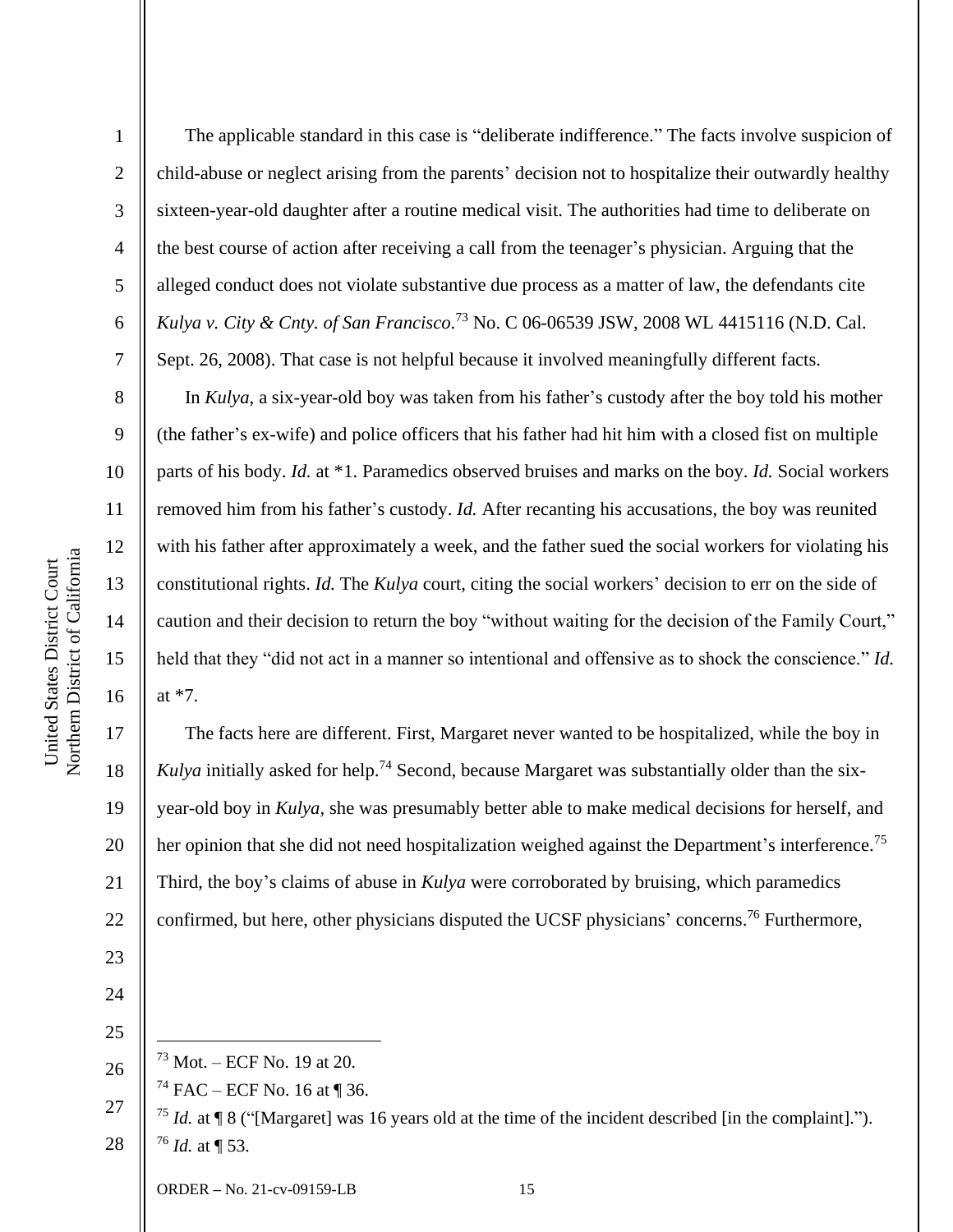The applicable standard in this case is "deliberate indifference." The facts involve suspicion of child-abuse or neglect arising from the parents' decision not to hospitalize their outwardly healthy sixteen-year-old daughter after a routine medical visit. The authorities had time to deliberate on the best course of action after receiving a call from the teenager's physician. Arguing that the alleged conduct does not violate substantive due process as a matter of law, the defendants cite *Kulya v. City & Cnty. of San Francisco.*[73] No. C 06-06539 JSW, 2008 WL 4415116 (N.D. Cal. Sept. 26, 2008). That case is not helpful because it involved meaningfully different facts.

In *Kulya*, a six-year-old boy was taken from his father's custody after the boy told his mother (the father's ex-wife) and police officers that his father had hit him with a closed fist on multiple parts of his body. *Id.* at *1. Paramedics observed bruises and marks on the boy. *Id.* Social workers removed him from his father's custody. *Id.* After recanting his accusations, the boy was reunited with his father after approximately a week, and the father sued the social workers for violating his constitutional rights. *Id.* The *Kulya* court, citing the social workers' decision to err on the side of caution and their decision to return the boy "without waiting for the decision of the Family Court," held that they "did not act in a manner so intentional and offensive as to shock the conscience." *Id.* at *7.

The facts here are different. First, Margaret never wanted to be hospitalized, while the boy in *Kulya* initially asked for help.[74] Second, because Margaret was substantially older than the six-year-old boy in *Kulya*, she was presumably better able to make medical decisions for herself, and her opinion that she did not need hospitalization weighed against the Department's interference.[75] Third, the boy's claims of abuse in *Kulya* were corroborated by bruising, which paramedics confirmed, but here, other physicians disputed the UCSF physicians' concerns.[76] Furthermore,

---

[73] Mot. – ECF No. 19 at 20.

[74] FAC – ECF No. 16 at ¶ 36.

[75] *Id.* at ¶ 8 ("[Margaret] was 16 years old at the time of the incident described [in the complaint].").

[76] *Id.* at ¶ 53.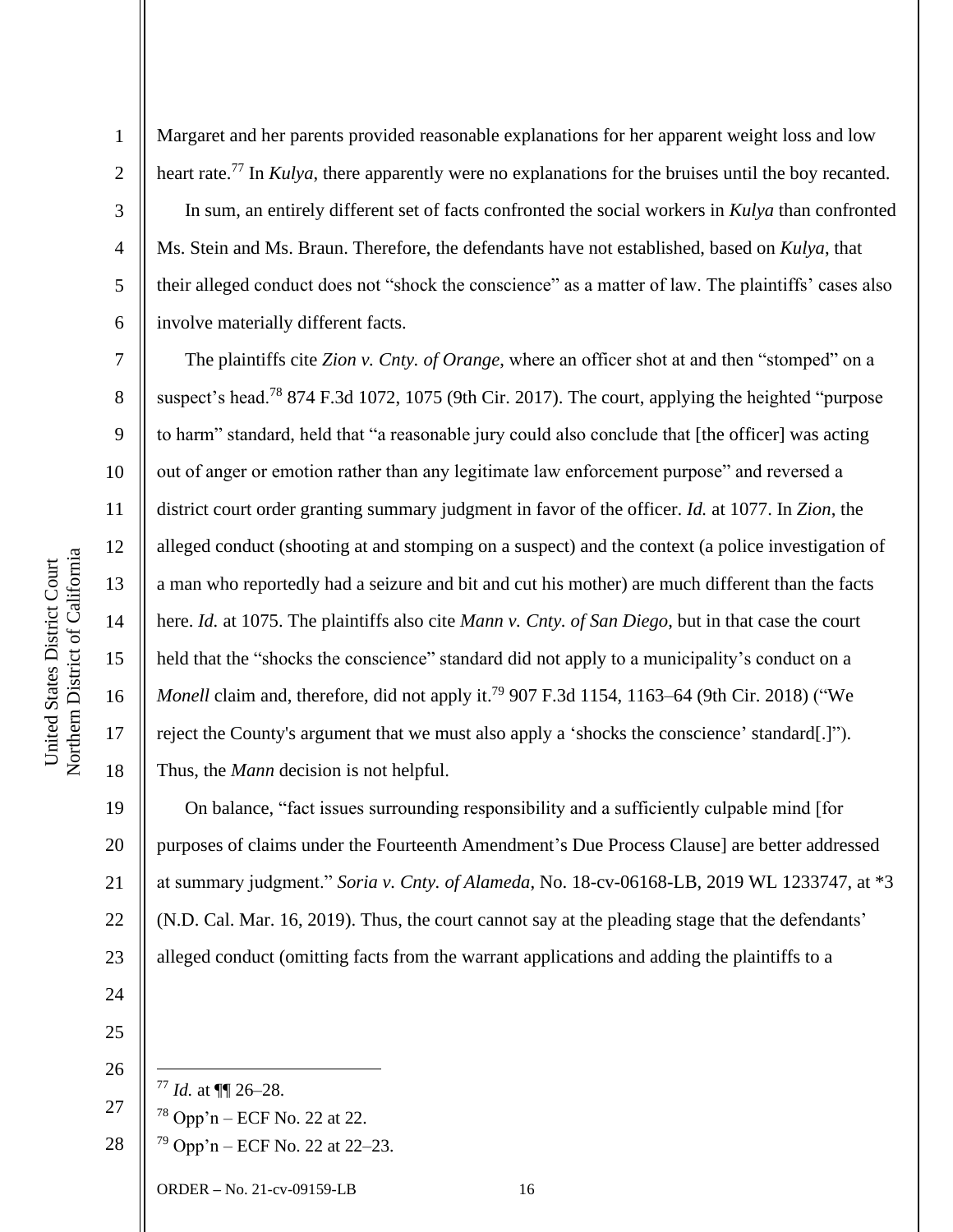Margaret and her parents provided reasonable explanations for her apparent weight loss and low heart rate.[77] In *Kulya*, there apparently were no explanations for the bruises until the boy recanted.

In sum, an entirely different set of facts confronted the social workers in *Kulya* than confronted Ms. Stein and Ms. Braun. Therefore, the defendants have not established, based on *Kulya*, that their alleged conduct does not "shock the conscience" as a matter of law. The plaintiffs' cases also involve materially different facts.

The plaintiffs cite *Zion v. Cnty. of Orange*, where an officer shot at and then "stomped" on a suspect's head.[78] 874 F.3d 1072, 1075 (9th Cir. 2017). The court, applying the heighted "purpose to harm" standard, held that "a reasonable jury could also conclude that [the officer] was acting out of anger or emotion rather than any legitimate law enforcement purpose" and reversed a district court order granting summary judgment in favor of the officer. *Id.* at 1077. In *Zion*, the alleged conduct (shooting at and stomping on a suspect) and the context (a police investigation of a man who reportedly had a seizure and bit and cut his mother) are much different than the facts here. *Id.* at 1075. The plaintiffs also cite *Mann v. Cnty. of San Diego*, but in that case the court held that the "shocks the conscience" standard did not apply to a municipality's conduct on a *Monell* claim and, therefore, did not apply it.[79] 907 F.3d 1154, 1163–64 (9th Cir. 2018) ("We reject the County's argument that we must also apply a 'shocks the conscience' standard[.]"). Thus, the *Mann* decision is not helpful.

On balance, "fact issues surrounding responsibility and a sufficiently culpable mind [for purposes of claims under the Fourteenth Amendment's Due Process Clause] are better addressed at summary judgment." *Soria v. Cnty. of Alameda*, No. 18-cv-06168-LB, 2019 WL 1233747, at *3 (N.D. Cal. Mar. 16, 2019). Thus, the court cannot say at the pleading stage that the defendants' alleged conduct (omitting facts from the warrant applications and adding the plaintiffs to a

---

[77] *Id.* at ¶¶ 26–28.

[78] Opp'n – ECF No. 22 at 22.

[79] Opp'n – ECF No. 22 at 22–23.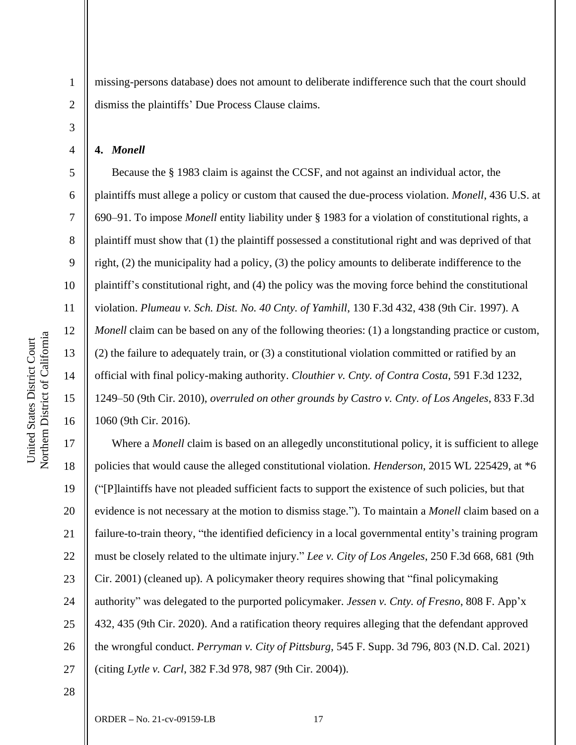missing-persons database) does not amount to deliberate indifference such that the court should dismiss the plaintiffs' Due Process Clause claims.

**4. *Monell***

Because the § 1983 claim is against the CCSF, and not against an individual actor, the plaintiffs must allege a policy or custom that caused the due-process violation. *Monell*, 436 U.S. at 690–91. To impose *Monell* entity liability under § 1983 for a violation of constitutional rights, a plaintiff must show that (1) the plaintiff possessed a constitutional right and was deprived of that right, (2) the municipality had a policy, (3) the policy amounts to deliberate indifference to the plaintiff's constitutional right, and (4) the policy was the moving force behind the constitutional violation. *Plumeau v. Sch. Dist. No. 40 Cnty. of Yamhill*, 130 F.3d 432, 438 (9th Cir. 1997). A *Monell* claim can be based on any of the following theories: (1) a longstanding practice or custom, (2) the failure to adequately train, or (3) a constitutional violation committed or ratified by an official with final policy-making authority. *Clouthier v. Cnty. of Contra Costa*, 591 F.3d 1232, 1249–50 (9th Cir. 2010), *overruled on other grounds by Castro v. Cnty. of Los Angeles*, 833 F.3d 1060 (9th Cir. 2016).

Where a *Monell* claim is based on an allegedly unconstitutional policy, it is sufficient to allege policies that would cause the alleged constitutional violation. *Henderson*, 2015 WL 225429, at *6 ("[P]laintiffs have not pleaded sufficient facts to support the existence of such policies, but that evidence is not necessary at the motion to dismiss stage."). To maintain a *Monell* claim based on a failure-to-train theory, "the identified deficiency in a local governmental entity's training program must be closely related to the ultimate injury." *Lee v. City of Los Angeles*, 250 F.3d 668, 681 (9th Cir. 2001) (cleaned up). A policymaker theory requires showing that "final policymaking authority" was delegated to the purported policymaker. *Jessen v. Cnty. of Fresno*, 808 F. App'x 432, 435 (9th Cir. 2020). And a ratification theory requires alleging that the defendant approved the wrongful conduct. *Perryman v. City of Pittsburg*, 545 F. Supp. 3d 796, 803 (N.D. Cal. 2021) (citing *Lytle v. Carl*, 382 F.3d 978, 987 (9th Cir. 2004)).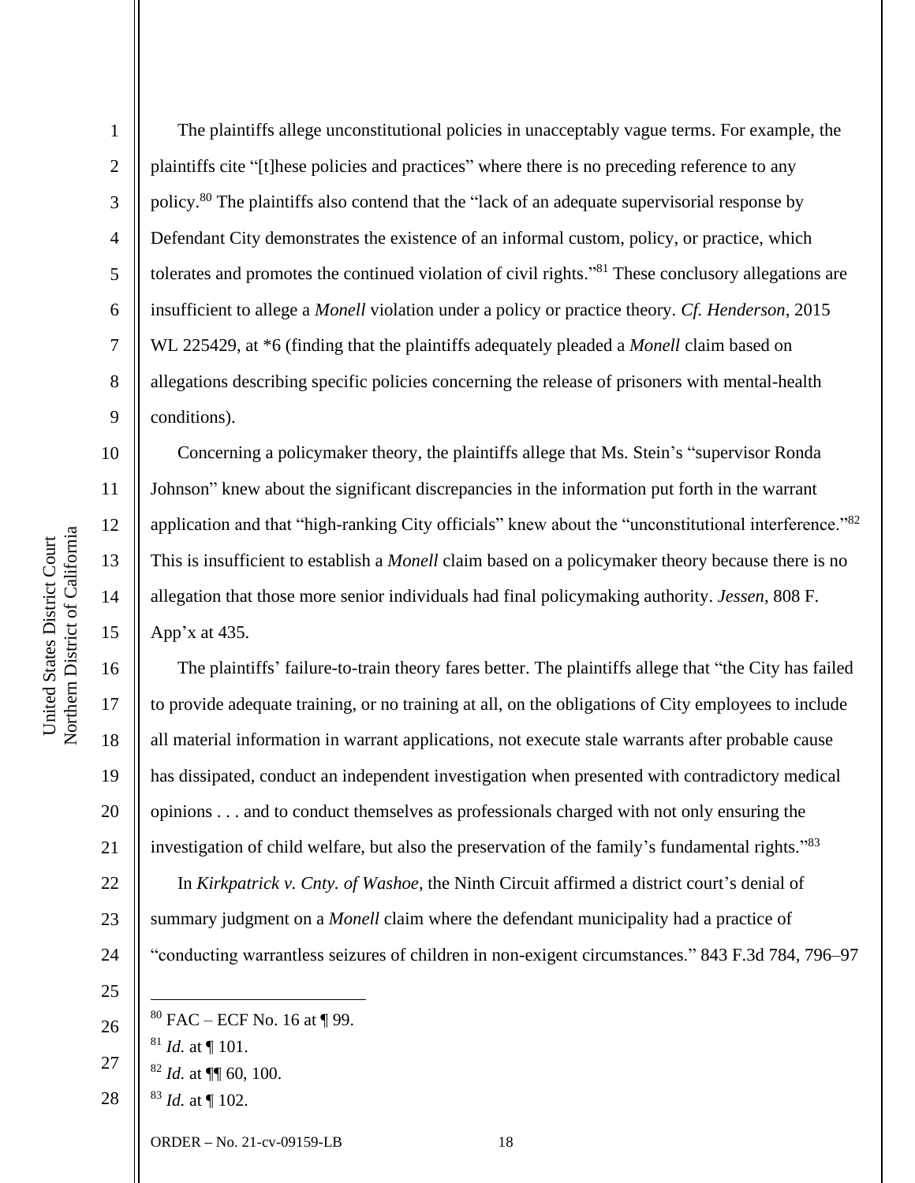The plaintiffs allege unconstitutional policies in unacceptably vague terms. For example, the plaintiffs cite "[t]hese policies and practices" where there is no preceding reference to any policy.[80] The plaintiffs also contend that the "lack of an adequate supervisorial response by Defendant City demonstrates the existence of an informal custom, policy, or practice, which tolerates and promotes the continued violation of civil rights."[81] These conclusory allegations are insufficient to allege a *Monell* violation under a policy or practice theory. *Cf. Henderson*, 2015 WL 225429, at *6 (finding that the plaintiffs adequately pleaded a *Monell* claim based on allegations describing specific policies concerning the release of prisoners with mental-health conditions).

Concerning a policymaker theory, the plaintiffs allege that Ms. Stein's "supervisor Ronda Johnson" knew about the significant discrepancies in the information put forth in the warrant application and that "high-ranking City officials" knew about the "unconstitutional interference."[82] This is insufficient to establish a *Monell* claim based on a policymaker theory because there is no allegation that those more senior individuals had final policymaking authority. *Jessen*, 808 F. App'x at 435.

The plaintiffs' failure-to-train theory fares better. The plaintiffs allege that "the City has failed to provide adequate training, or no training at all, on the obligations of City employees to include all material information in warrant applications, not execute stale warrants after probable cause has dissipated, conduct an independent investigation when presented with contradictory medical opinions . . . and to conduct themselves as professionals charged with not only ensuring the investigation of child welfare, but also the preservation of the family's fundamental rights."[83]

In *Kirkpatrick v. Cnty. of Washoe*, the Ninth Circuit affirmed a district court's denial of summary judgment on a *Monell* claim where the defendant municipality had a practice of "conducting warrantless seizures of children in non-exigent circumstances." 843 F.3d 784, 796–97

---

[80] FAC – ECF No. 16 at ¶ 99.

[81] *Id.* at ¶ 101.

[82] *Id.* at ¶¶ 60, 100.

[83] *Id.* at ¶ 102.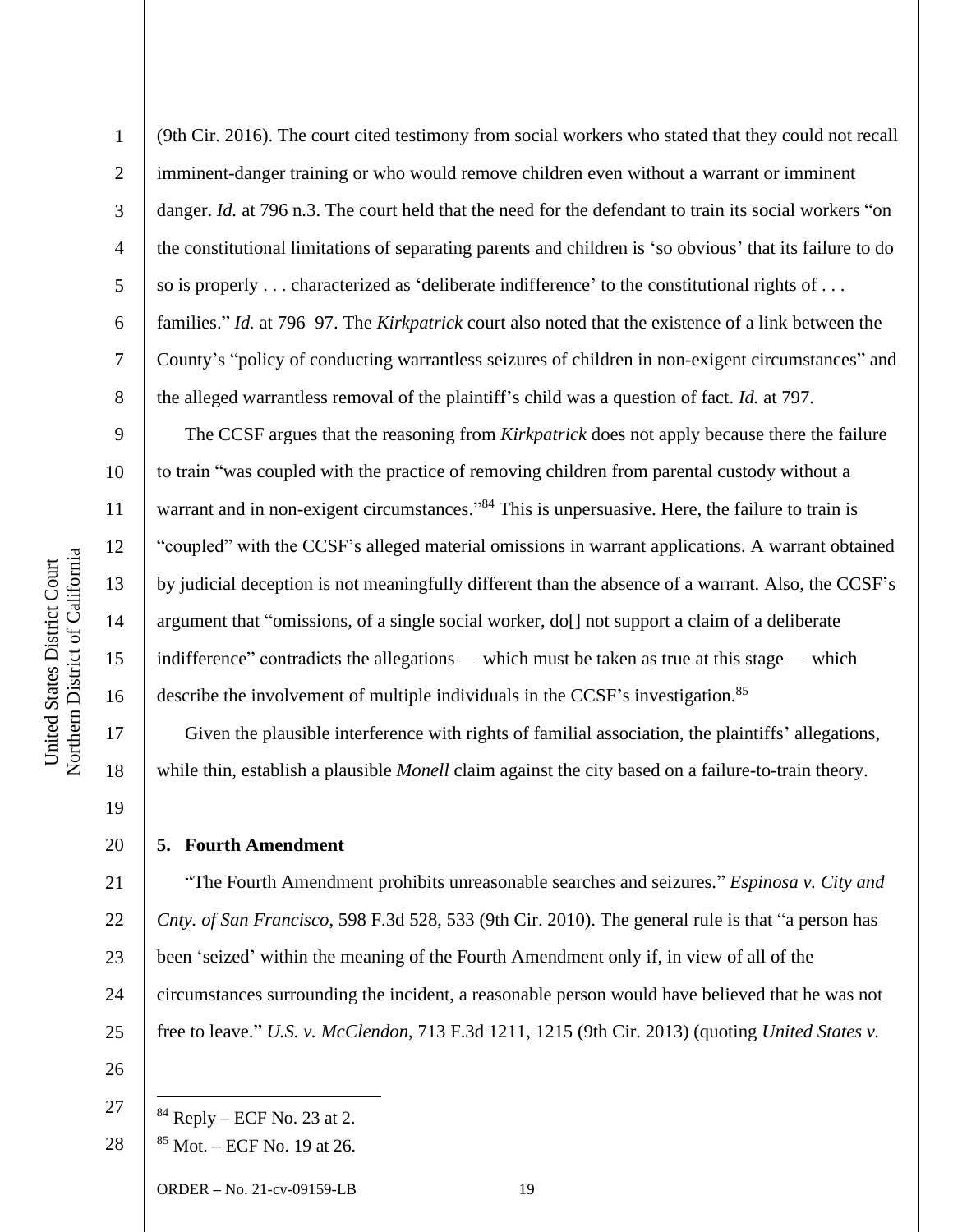(9th Cir. 2016). The court cited testimony from social workers who stated that they could not recall imminent-danger training or who would remove children even without a warrant or imminent danger. *Id.* at 796 n.3. The court held that the need for the defendant to train its social workers "on the constitutional limitations of separating parents and children is 'so obvious' that its failure to do so is properly . . . characterized as 'deliberate indifference' to the constitutional rights of . . . families." *Id.* at 796–97. The *Kirkpatrick* court also noted that the existence of a link between the County's "policy of conducting warrantless seizures of children in non-exigent circumstances" and the alleged warrantless removal of the plaintiff's child was a question of fact. *Id.* at 797.

The CCSF argues that the reasoning from *Kirkpatrick* does not apply because there the failure to train "was coupled with the practice of removing children from parental custody without a warrant and in non-exigent circumstances."[84] This is unpersuasive. Here, the failure to train is "coupled" with the CCSF's alleged material omissions in warrant applications. A warrant obtained by judicial deception is not meaningfully different than the absence of a warrant. Also, the CCSF's argument that "omissions, of a single social worker, do[] not support a claim of a deliberate indifference" contradicts the allegations — which must be taken as true at this stage — which describe the involvement of multiple individuals in the CCSF's investigation.[85]

Given the plausible interference with rights of familial association, the plaintiffs' allegations, while thin, establish a plausible *Monell* claim against the city based on a failure-to-train theory.

### 5. Fourth Amendment

"The Fourth Amendment prohibits unreasonable searches and seizures." *Espinosa v. City and Cnty. of San Francisco*, 598 F.3d 528, 533 (9th Cir. 2010). The general rule is that "a person has been 'seized' within the meaning of the Fourth Amendment only if, in view of all of the circumstances surrounding the incident, a reasonable person would have believed that he was not free to leave." *U.S. v. McClendon*, 713 F.3d 1211, 1215 (9th Cir. 2013) (quoting *United States v.*

---

[84] Reply – ECF No. 23 at 2.

[85] Mot. – ECF No. 19 at 26.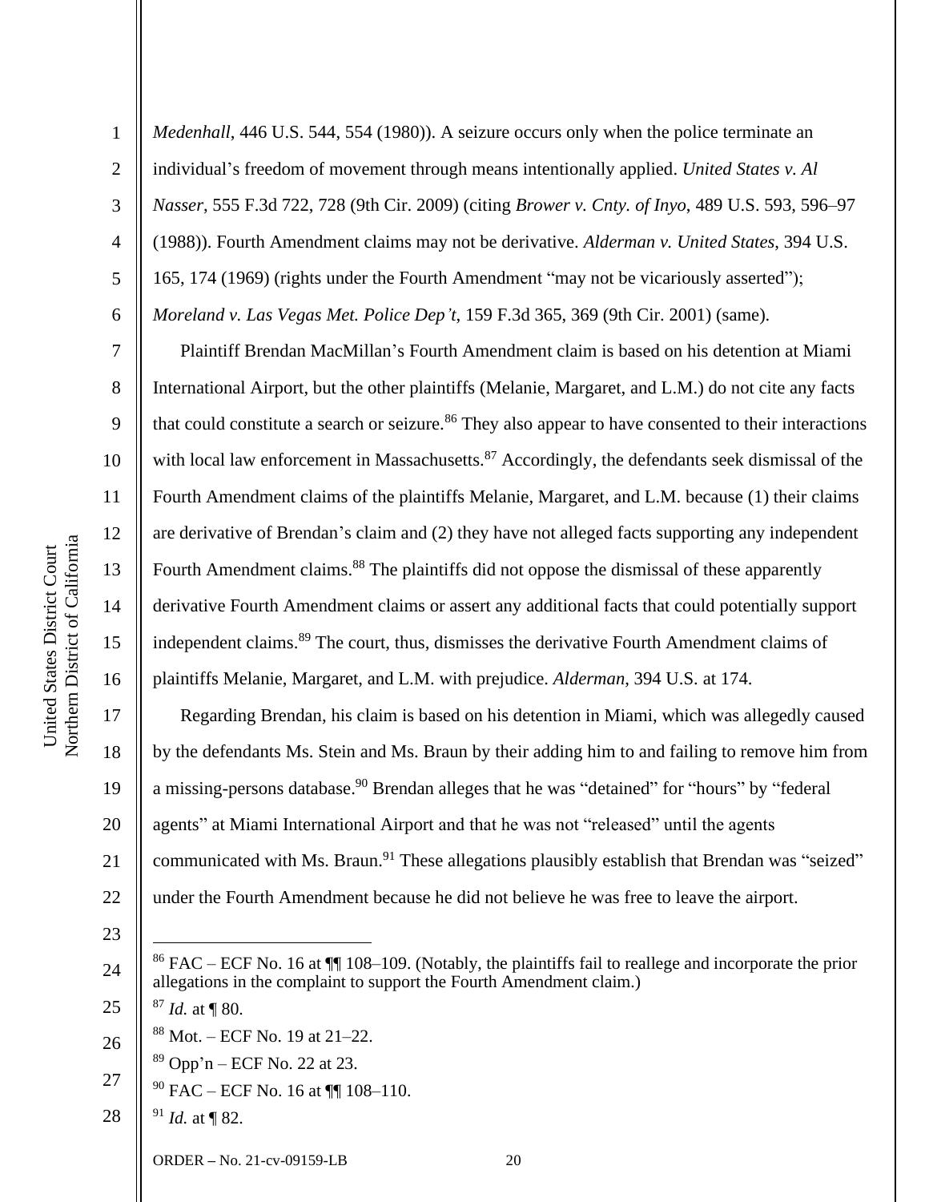*Medenhall*, 446 U.S. 544, 554 (1980)). A seizure occurs only when the police terminate an individual's freedom of movement through means intentionally applied. *United States v. Al Nasser*, 555 F.3d 722, 728 (9th Cir. 2009) (citing *Brower v. Cnty. of Inyo*, 489 U.S. 593, 596–97 (1988)). Fourth Amendment claims may not be derivative. *Alderman v. United States*, 394 U.S. 165, 174 (1969) (rights under the Fourth Amendment "may not be vicariously asserted"); *Moreland v. Las Vegas Met. Police Dep't*, 159 F.3d 365, 369 (9th Cir. 2001) (same).

Plaintiff Brendan MacMillan's Fourth Amendment claim is based on his detention at Miami International Airport, but the other plaintiffs (Melanie, Margaret, and L.M.) do not cite any facts that could constitute a search or seizure.[86] They also appear to have consented to their interactions with local law enforcement in Massachusetts.[87] Accordingly, the defendants seek dismissal of the Fourth Amendment claims of the plaintiffs Melanie, Margaret, and L.M. because (1) their claims are derivative of Brendan's claim and (2) they have not alleged facts supporting any independent Fourth Amendment claims.[88] The plaintiffs did not oppose the dismissal of these apparently derivative Fourth Amendment claims or assert any additional facts that could potentially support independent claims.[89] The court, thus, dismisses the derivative Fourth Amendment claims of plaintiffs Melanie, Margaret, and L.M. with prejudice. *Alderman*, 394 U.S. at 174.

Regarding Brendan, his claim is based on his detention in Miami, which was allegedly caused by the defendants Ms. Stein and Ms. Braun by their adding him to and failing to remove him from a missing-persons database.[90] Brendan alleges that he was "detained" for "hours" by "federal agents" at Miami International Airport and that he was not "released" until the agents communicated with Ms. Braun.[91] These allegations plausibly establish that Brendan was "seized" under the Fourth Amendment because he did not believe he was free to leave the airport.

---

[86] FAC – ECF No. 16 at ¶¶ 108–109. (Notably, the plaintiffs fail to reallege and incorporate the prior allegations in the complaint to support the Fourth Amendment claim.)

[87] *Id.* at ¶ 80.

[88] Mot. – ECF No. 19 at 21–22.

[89] Opp'n – ECF No. 22 at 23.

[90] FAC – ECF No. 16 at ¶¶ 108–110.

[91] *Id.* at ¶ 82.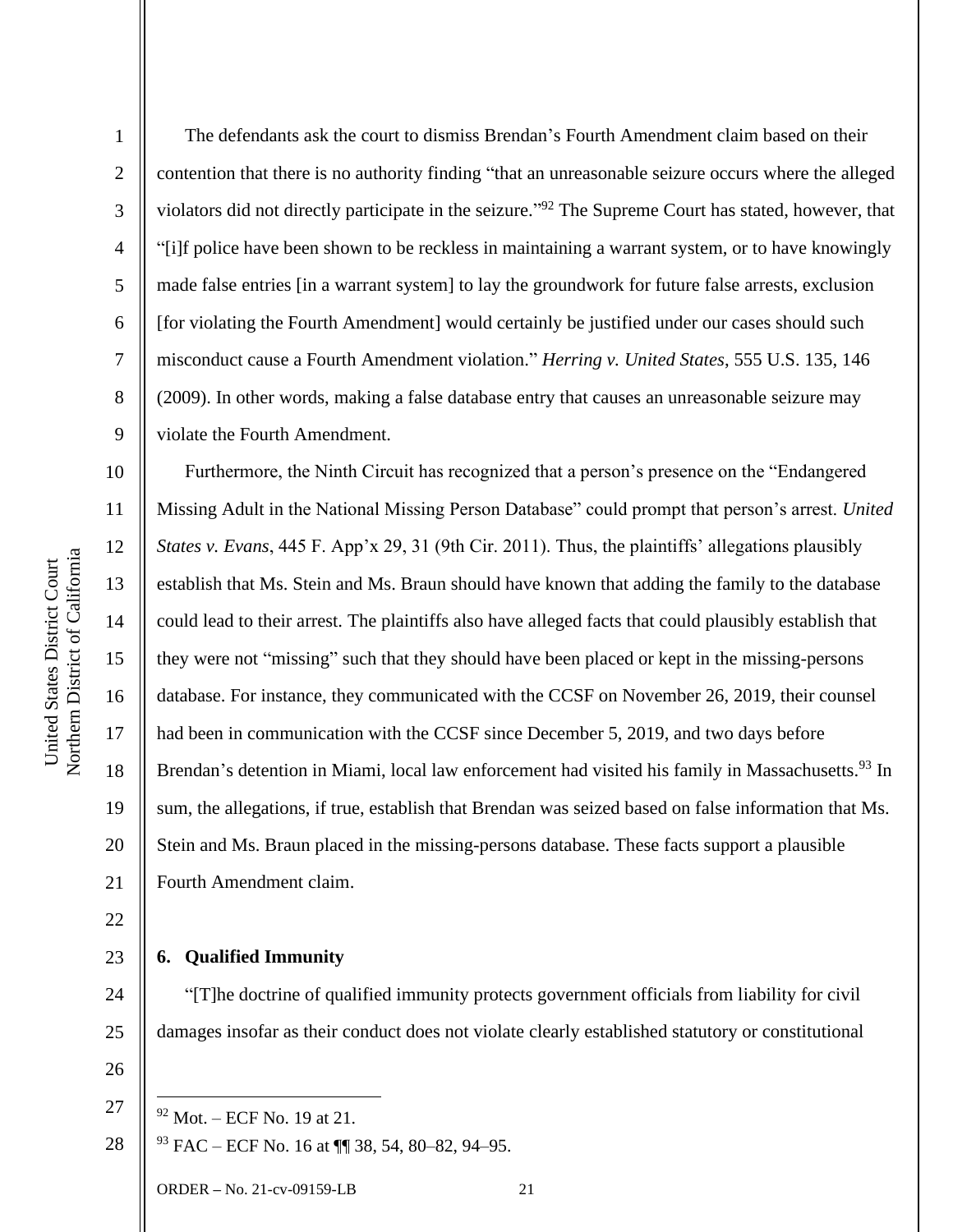The defendants ask the court to dismiss Brendan's Fourth Amendment claim based on their contention that there is no authority finding "that an unreasonable seizure occurs where the alleged violators did not directly participate in the seizure."[92] The Supreme Court has stated, however, that "[i]f police have been shown to be reckless in maintaining a warrant system, or to have knowingly made false entries [in a warrant system] to lay the groundwork for future false arrests, exclusion [for violating the Fourth Amendment] would certainly be justified under our cases should such misconduct cause a Fourth Amendment violation." *Herring v. United States*, 555 U.S. 135, 146 (2009). In other words, making a false database entry that causes an unreasonable seizure may violate the Fourth Amendment.

Furthermore, the Ninth Circuit has recognized that a person's presence on the "Endangered Missing Adult in the National Missing Person Database" could prompt that person's arrest. *United States v. Evans*, 445 F. App'x 29, 31 (9th Cir. 2011). Thus, the plaintiffs' allegations plausibly establish that Ms. Stein and Ms. Braun should have known that adding the family to the database could lead to their arrest. The plaintiffs also have alleged facts that could plausibly establish that they were not "missing" such that they should have been placed or kept in the missing-persons database. For instance, they communicated with the CCSF on November 26, 2019, their counsel had been in communication with the CCSF since December 5, 2019, and two days before Brendan's detention in Miami, local law enforcement had visited his family in Massachusetts.[93] In sum, the allegations, if true, establish that Brendan was seized based on false information that Ms. Stein and Ms. Braun placed in the missing-persons database. These facts support a plausible Fourth Amendment claim.

### 6. Qualified Immunity

"[T]he doctrine of qualified immunity protects government officials from liability for civil damages insofar as their conduct does not violate clearly established statutory or constitutional

---

[92] Mot. – ECF No. 19 at 21.

[93] FAC – ECF No. 16 at ¶¶ 38, 54, 80–82, 94–95.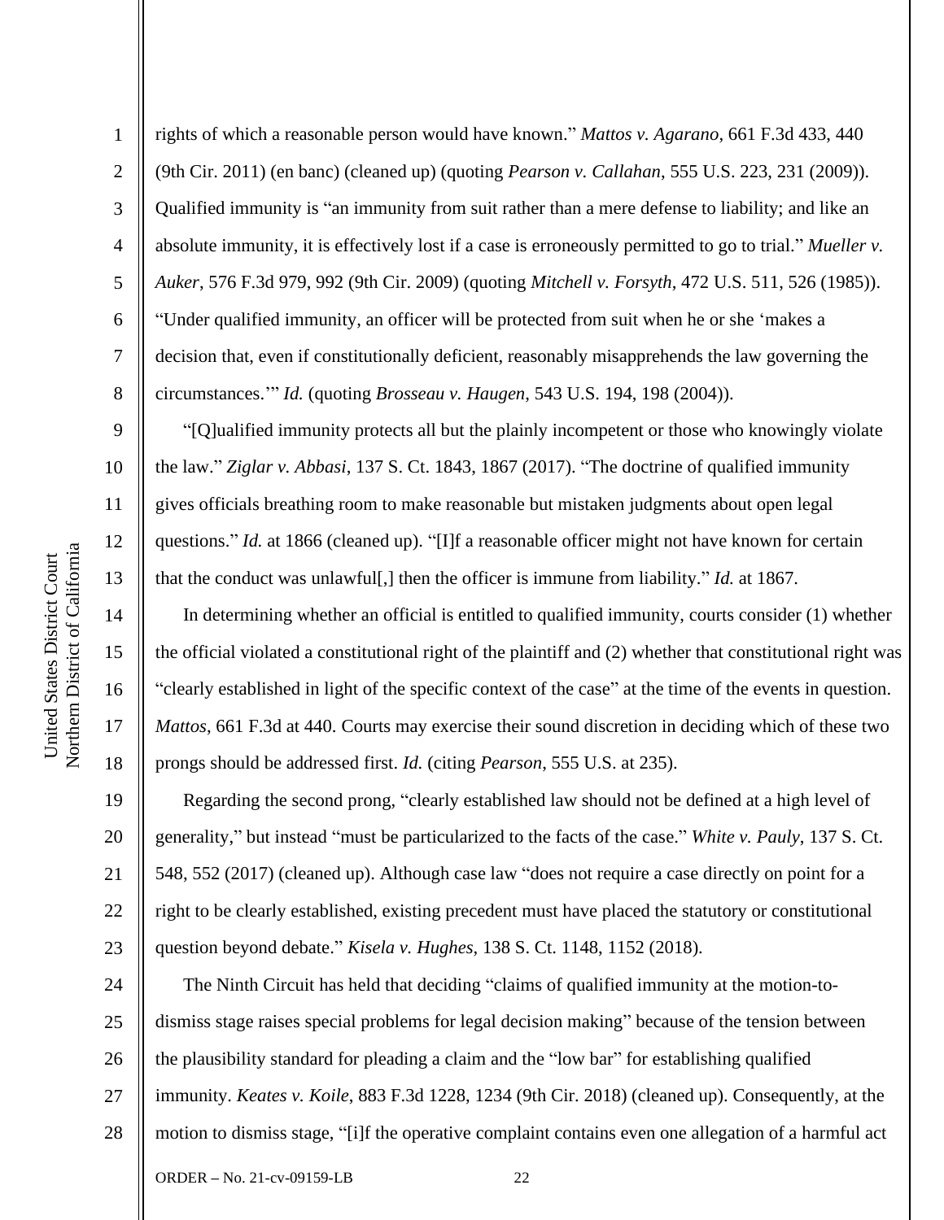rights of which a reasonable person would have known." *Mattos v. Agarano*, 661 F.3d 433, 440 (9th Cir. 2011) (en banc) (cleaned up) (quoting *Pearson v. Callahan*, 555 U.S. 223, 231 (2009)). Qualified immunity is "an immunity from suit rather than a mere defense to liability; and like an absolute immunity, it is effectively lost if a case is erroneously permitted to go to trial." *Mueller v. Auker*, 576 F.3d 979, 992 (9th Cir. 2009) (quoting *Mitchell v. Forsyth*, 472 U.S. 511, 526 (1985)). "Under qualified immunity, an officer will be protected from suit when he or she 'makes a decision that, even if constitutionally deficient, reasonably misapprehends the law governing the circumstances.'" *Id.* (quoting *Brosseau v. Haugen*, 543 U.S. 194, 198 (2004)).

"[Q]ualified immunity protects all but the plainly incompetent or those who knowingly violate the law." *Ziglar v. Abbasi*, 137 S. Ct. 1843, 1867 (2017). "The doctrine of qualified immunity gives officials breathing room to make reasonable but mistaken judgments about open legal questions." *Id.* at 1866 (cleaned up). "[I]f a reasonable officer might not have known for certain that the conduct was unlawful[,] then the officer is immune from liability." *Id.* at 1867.

In determining whether an official is entitled to qualified immunity, courts consider (1) whether the official violated a constitutional right of the plaintiff and (2) whether that constitutional right was "clearly established in light of the specific context of the case" at the time of the events in question. *Mattos*, 661 F.3d at 440. Courts may exercise their sound discretion in deciding which of these two prongs should be addressed first. *Id.* (citing *Pearson*, 555 U.S. at 235).

Regarding the second prong, "clearly established law should not be defined at a high level of generality," but instead "must be particularized to the facts of the case." *White v. Pauly*, 137 S. Ct. 548, 552 (2017) (cleaned up). Although case law "does not require a case directly on point for a right to be clearly established, existing precedent must have placed the statutory or constitutional question beyond debate." *Kisela v. Hughes*, 138 S. Ct. 1148, 1152 (2018).

The Ninth Circuit has held that deciding "claims of qualified immunity at the motion-to-dismiss stage raises special problems for legal decision making" because of the tension between the plausibility standard for pleading a claim and the "low bar" for establishing qualified immunity. *Keates v. Koile*, 883 F.3d 1228, 1234 (9th Cir. 2018) (cleaned up). Consequently, at the motion to dismiss stage, "[i]f the operative complaint contains even one allegation of a harmful act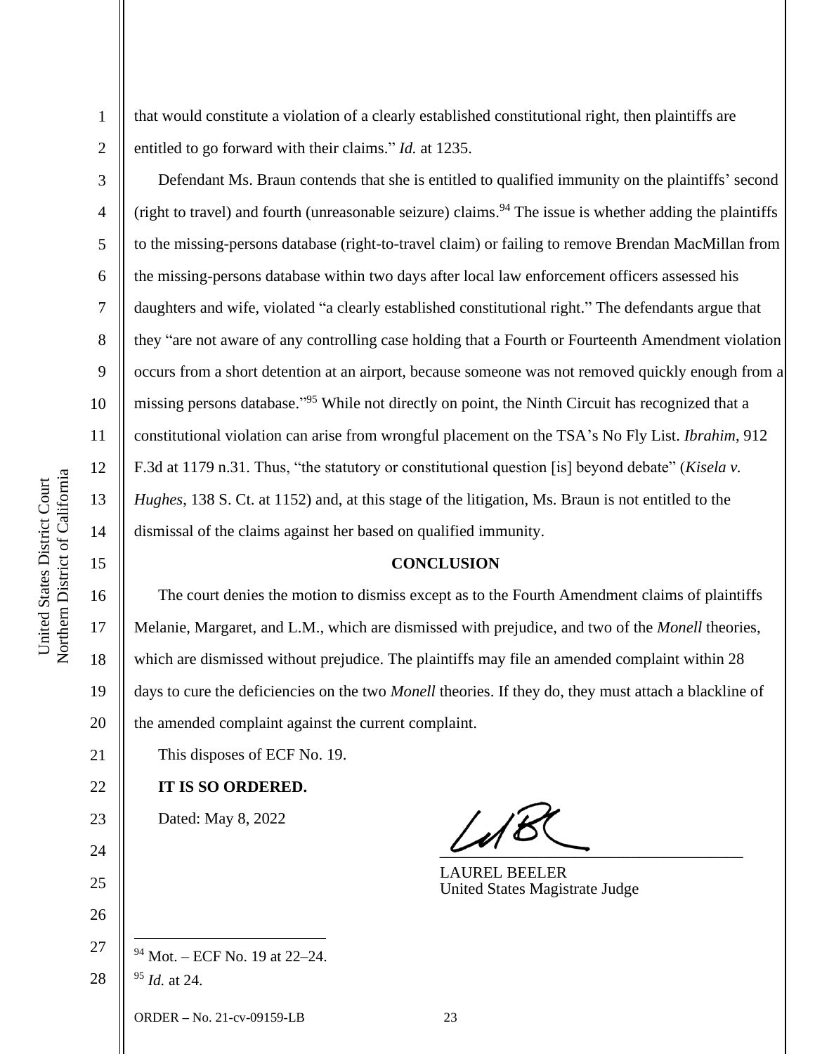that would constitute a violation of a clearly established constitutional right, then plaintiffs are entitled to go forward with their claims." *Id.* at 1235.

Defendant Ms. Braun contends that she is entitled to qualified immunity on the plaintiffs' second (right to travel) and fourth (unreasonable seizure) claims.[94] The issue is whether adding the plaintiffs to the missing-persons database (right-to-travel claim) or failing to remove Brendan MacMillan from the missing-persons database within two days after local law enforcement officers assessed his daughters and wife, violated "a clearly established constitutional right." The defendants argue that they "are not aware of any controlling case holding that a Fourth or Fourteenth Amendment violation occurs from a short detention at an airport, because someone was not removed quickly enough from a missing persons database."[95] While not directly on point, the Ninth Circuit has recognized that a constitutional violation can arise from wrongful placement on the TSA's No Fly List. *Ibrahim*, 912 F.3d at 1179 n.31. Thus, "the statutory or constitutional question [is] beyond debate" (*Kisela v. Hughes*, 138 S. Ct. at 1152) and, at this stage of the litigation, Ms. Braun is not entitled to the dismissal of the claims against her based on qualified immunity.

## CONCLUSION

The court denies the motion to dismiss except as to the Fourth Amendment claims of plaintiffs Melanie, Margaret, and L.M., which are dismissed with prejudice, and two of the *Monell* theories, which are dismissed without prejudice. The plaintiffs may file an amended complaint within 28 days to cure the deficiencies on the two *Monell* theories. If they do, they must attach a blackline of the amended complaint against the current complaint.

This disposes of ECF No. 19.

**IT IS SO ORDERED.**

Dated: May 8, 2022

LAUREL BEELER
United States Magistrate Judge

---

[94] Mot. – ECF No. 19 at 22–24.

[95] *Id.* at 24.